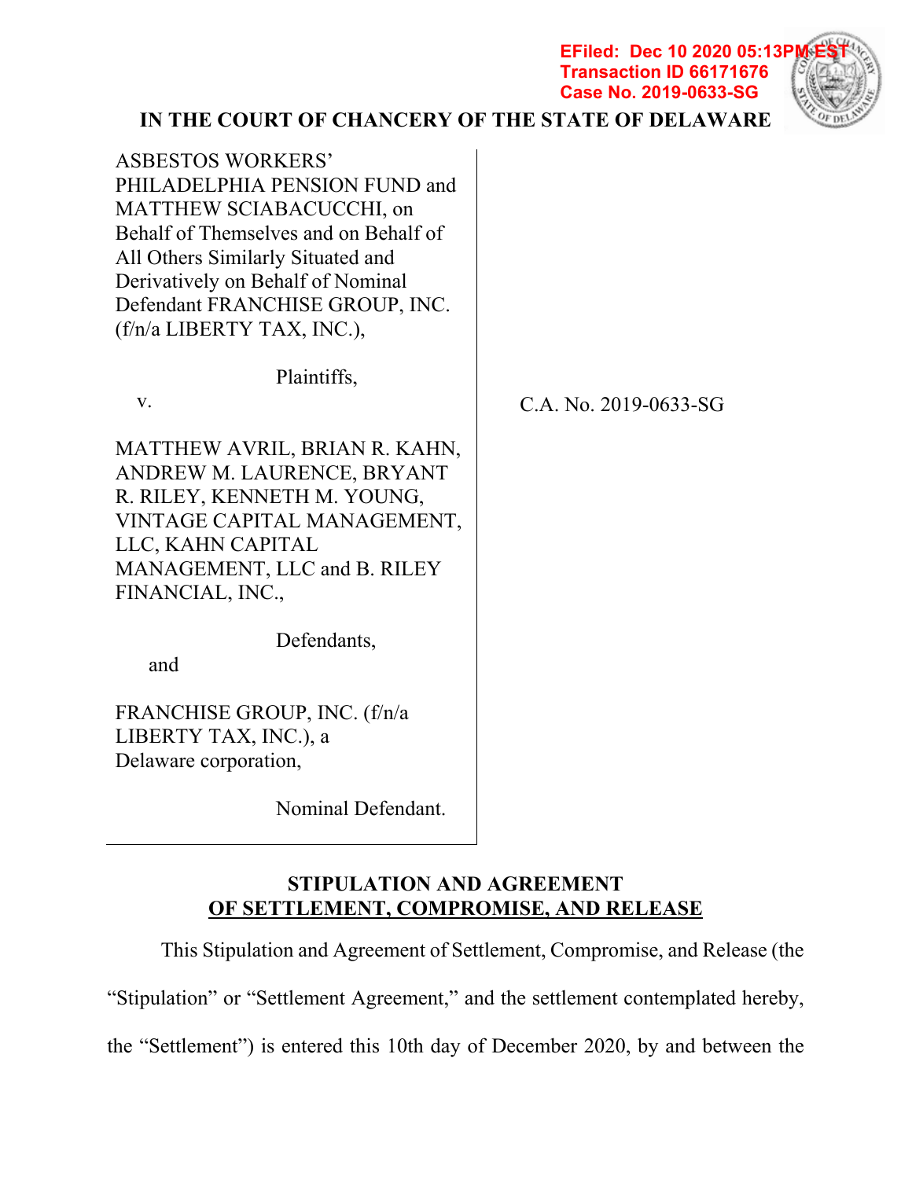EFiled: Dec 10 2020 05:13PM EST
Transaction ID 66171676
Case No. 2019-0633-SG

**IN THE COURT OF CHANCERY OF THE STATE OF DELAWARE**

ASBESTOS WORKERS' PHILADELPHIA PENSION FUND and MATTHEW SCIABACUCCHI, on Behalf of Themselves and on Behalf of All Others Similarly Situated and Derivatively on Behalf of Nominal Defendant FRANCHISE GROUP, INC. (f/n/a LIBERTY TAX, INC.),

Plaintiffs,

v.

MATTHEW AVRIL, BRIAN R. KAHN, ANDREW M. LAURENCE, BRYANT R. RILEY, KENNETH M. YOUNG, VINTAGE CAPITAL MANAGEMENT, LLC, KAHN CAPITAL MANAGEMENT, LLC and B. RILEY FINANCIAL, INC.,

Defendants,

and

FRANCHISE GROUP, INC. (f/n/a LIBERTY TAX, INC.), a Delaware corporation,

Nominal Defendant.

C.A. No. 2019-0633-SG

**STIPULATION AND AGREEMENT OF SETTLEMENT, COMPROMISE, AND RELEASE**

This Stipulation and Agreement of Settlement, Compromise, and Release (the "Stipulation" or "Settlement Agreement," and the settlement contemplated hereby, the "Settlement") is entered this 10th day of December 2020, by and between the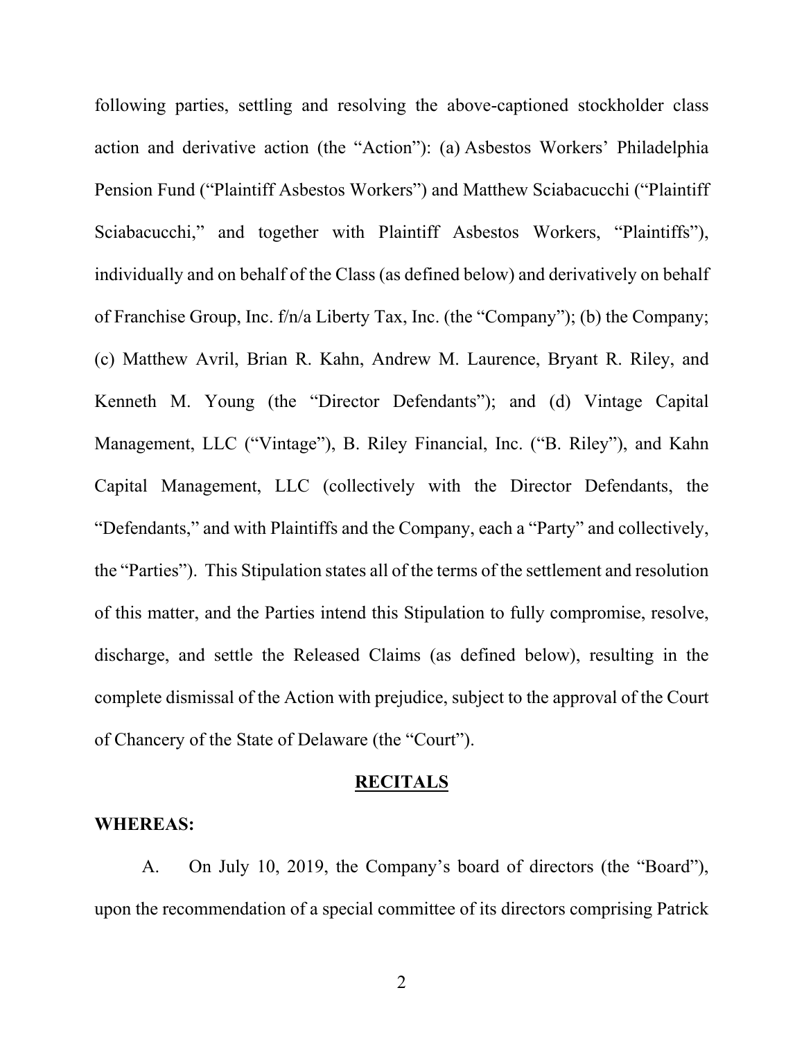following parties, settling and resolving the above-captioned stockholder class action and derivative action (the "Action"): (a) Asbestos Workers' Philadelphia Pension Fund ("Plaintiff Asbestos Workers") and Matthew Sciabacucchi ("Plaintiff Sciabacucchi," and together with Plaintiff Asbestos Workers, "Plaintiffs"), individually and on behalf of the Class (as defined below) and derivatively on behalf of Franchise Group, Inc. f/n/a Liberty Tax, Inc. (the "Company"); (b) the Company; (c) Matthew Avril, Brian R. Kahn, Andrew M. Laurence, Bryant R. Riley, and Kenneth M. Young (the "Director Defendants"); and (d) Vintage Capital Management, LLC ("Vintage"), B. Riley Financial, Inc. ("B. Riley"), and Kahn Capital Management, LLC (collectively with the Director Defendants, the "Defendants," and with Plaintiffs and the Company, each a "Party" and collectively, the "Parties"). This Stipulation states all of the terms of the settlement and resolution of this matter, and the Parties intend this Stipulation to fully compromise, resolve, discharge, and settle the Released Claims (as defined below), resulting in the complete dismissal of the Action with prejudice, subject to the approval of the Court of Chancery of the State of Delaware (the "Court").

## RECITALS

**WHEREAS:**

A. On July 10, 2019, the Company's board of directors (the "Board"), upon the recommendation of a special committee of its directors comprising Patrick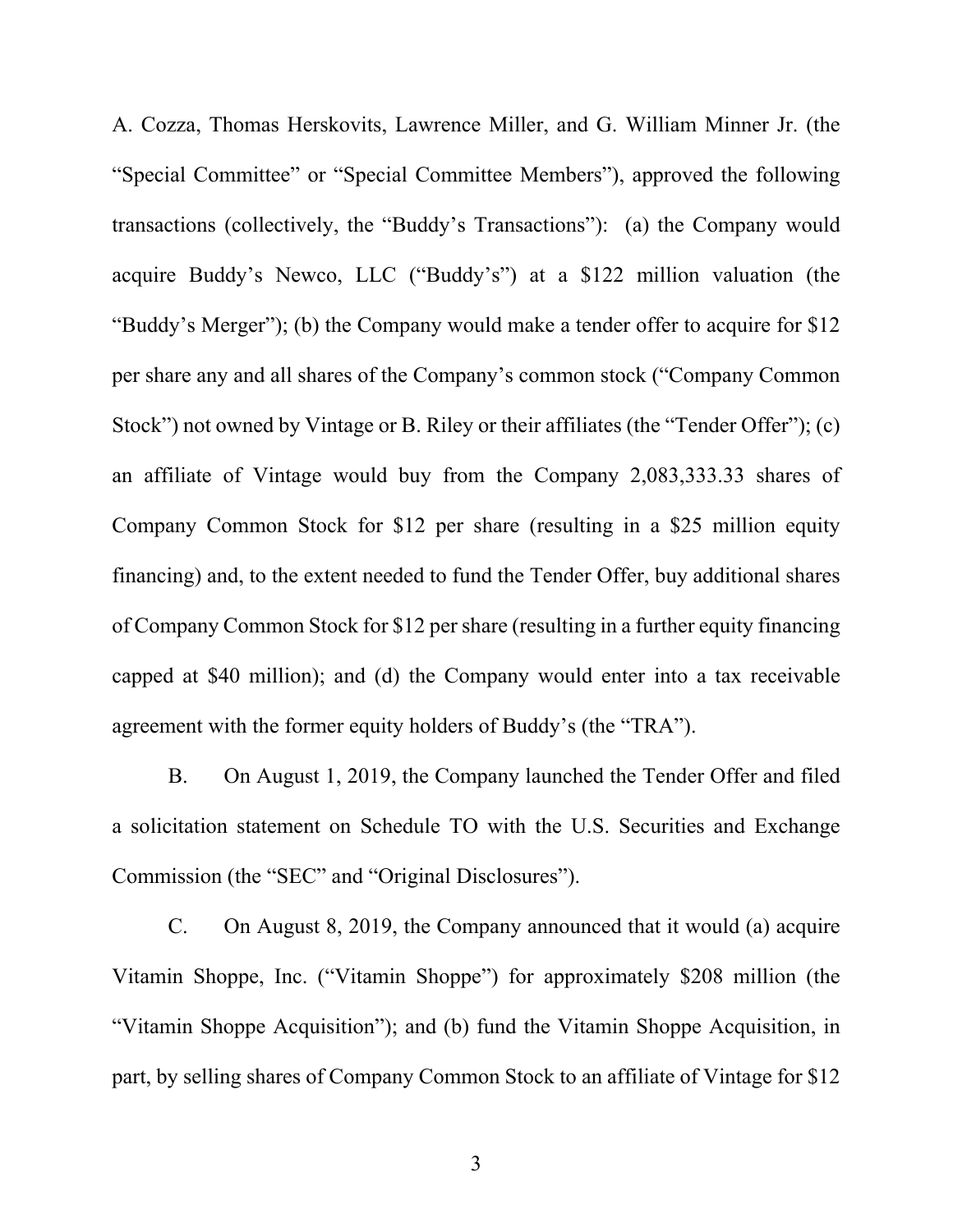A. Cozza, Thomas Herskovits, Lawrence Miller, and G. William Minner Jr. (the "Special Committee" or "Special Committee Members"), approved the following transactions (collectively, the "Buddy's Transactions"): (a) the Company would acquire Buddy's Newco, LLC ("Buddy's") at a $122 million valuation (the "Buddy's Merger"); (b) the Company would make a tender offer to acquire for $12 per share any and all shares of the Company's common stock ("Company Common Stock") not owned by Vintage or B. Riley or their affiliates (the "Tender Offer"); (c) an affiliate of Vintage would buy from the Company 2,083,333.33 shares of Company Common Stock for $12 per share (resulting in a $25 million equity financing) and, to the extent needed to fund the Tender Offer, buy additional shares of Company Common Stock for $12 per share (resulting in a further equity financing capped at $40 million); and (d) the Company would enter into a tax receivable agreement with the former equity holders of Buddy's (the "TRA").

B. On August 1, 2019, the Company launched the Tender Offer and filed a solicitation statement on Schedule TO with the U.S. Securities and Exchange Commission (the "SEC" and "Original Disclosures").

C. On August 8, 2019, the Company announced that it would (a) acquire Vitamin Shoppe, Inc. ("Vitamin Shoppe") for approximately $208 million (the "Vitamin Shoppe Acquisition"); and (b) fund the Vitamin Shoppe Acquisition, in part, by selling shares of Company Common Stock to an affiliate of Vintage for $12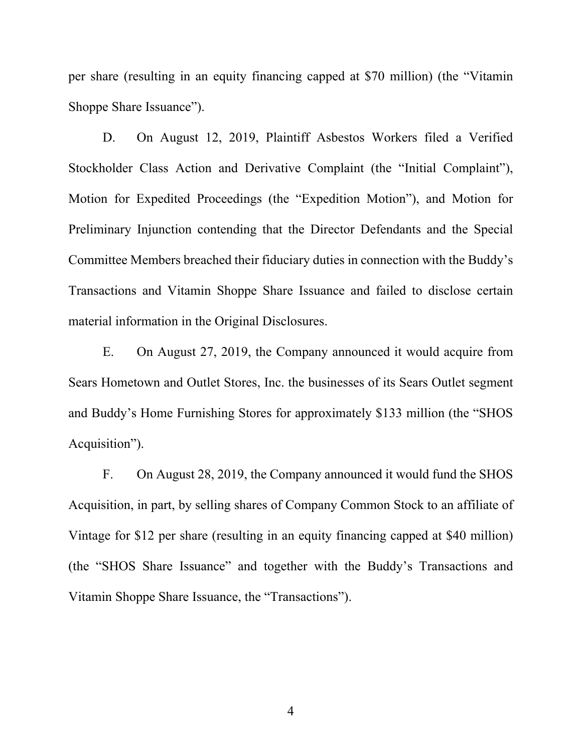per share (resulting in an equity financing capped at $70 million) (the "Vitamin Shoppe Share Issuance").

D. On August 12, 2019, Plaintiff Asbestos Workers filed a Verified Stockholder Class Action and Derivative Complaint (the "Initial Complaint"), Motion for Expedited Proceedings (the "Expedition Motion"), and Motion for Preliminary Injunction contending that the Director Defendants and the Special Committee Members breached their fiduciary duties in connection with the Buddy's Transactions and Vitamin Shoppe Share Issuance and failed to disclose certain material information in the Original Disclosures.

E. On August 27, 2019, the Company announced it would acquire from Sears Hometown and Outlet Stores, Inc. the businesses of its Sears Outlet segment and Buddy's Home Furnishing Stores for approximately $133 million (the "SHOS Acquisition").

F. On August 28, 2019, the Company announced it would fund the SHOS Acquisition, in part, by selling shares of Company Common Stock to an affiliate of Vintage for $12 per share (resulting in an equity financing capped at $40 million) (the "SHOS Share Issuance" and together with the Buddy's Transactions and Vitamin Shoppe Share Issuance, the "Transactions").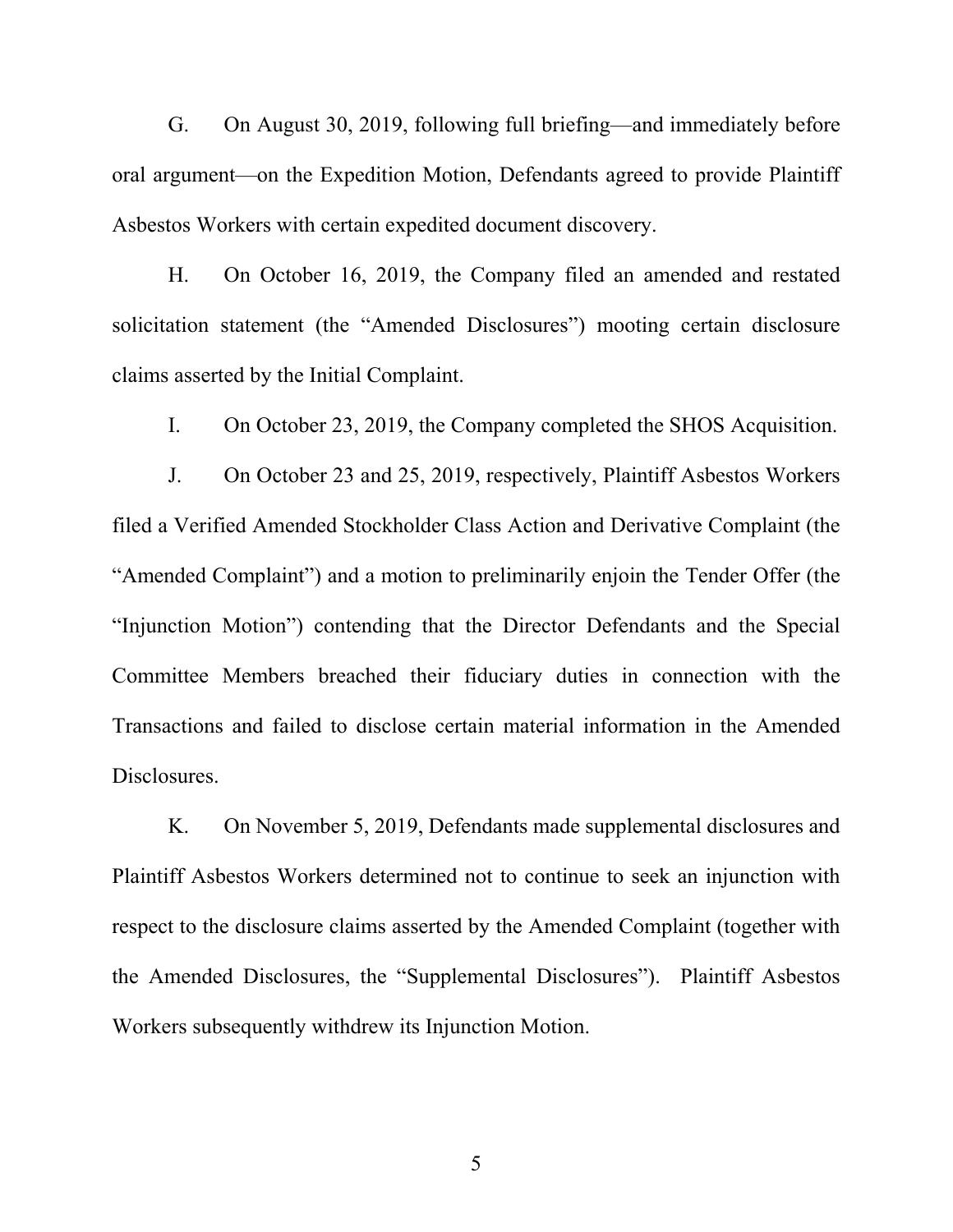G. On August 30, 2019, following full briefing—and immediately before oral argument—on the Expedition Motion, Defendants agreed to provide Plaintiff Asbestos Workers with certain expedited document discovery.

H. On October 16, 2019, the Company filed an amended and restated solicitation statement (the "Amended Disclosures") mooting certain disclosure claims asserted by the Initial Complaint.

I. On October 23, 2019, the Company completed the SHOS Acquisition.

J. On October 23 and 25, 2019, respectively, Plaintiff Asbestos Workers filed a Verified Amended Stockholder Class Action and Derivative Complaint (the "Amended Complaint") and a motion to preliminarily enjoin the Tender Offer (the "Injunction Motion") contending that the Director Defendants and the Special Committee Members breached their fiduciary duties in connection with the Transactions and failed to disclose certain material information in the Amended Disclosures.

K. On November 5, 2019, Defendants made supplemental disclosures and Plaintiff Asbestos Workers determined not to continue to seek an injunction with respect to the disclosure claims asserted by the Amended Complaint (together with the Amended Disclosures, the "Supplemental Disclosures"). Plaintiff Asbestos Workers subsequently withdrew its Injunction Motion.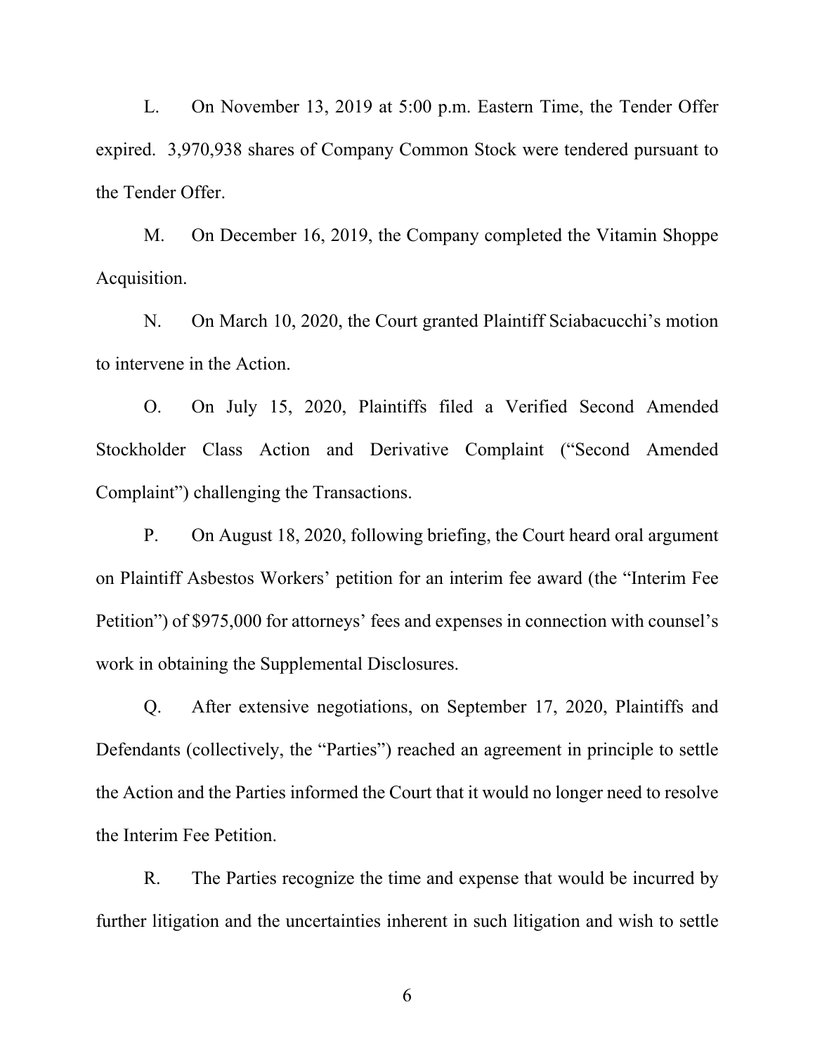L. On November 13, 2019 at 5:00 p.m. Eastern Time, the Tender Offer expired. 3,970,938 shares of Company Common Stock were tendered pursuant to the Tender Offer.

M. On December 16, 2019, the Company completed the Vitamin Shoppe Acquisition.

N. On March 10, 2020, the Court granted Plaintiff Sciabacucchi's motion to intervene in the Action.

O. On July 15, 2020, Plaintiffs filed a Verified Second Amended Stockholder Class Action and Derivative Complaint ("Second Amended Complaint") challenging the Transactions.

P. On August 18, 2020, following briefing, the Court heard oral argument on Plaintiff Asbestos Workers' petition for an interim fee award (the "Interim Fee Petition") of $975,000 for attorneys' fees and expenses in connection with counsel's work in obtaining the Supplemental Disclosures.

Q. After extensive negotiations, on September 17, 2020, Plaintiffs and Defendants (collectively, the "Parties") reached an agreement in principle to settle the Action and the Parties informed the Court that it would no longer need to resolve the Interim Fee Petition.

R. The Parties recognize the time and expense that would be incurred by further litigation and the uncertainties inherent in such litigation and wish to settle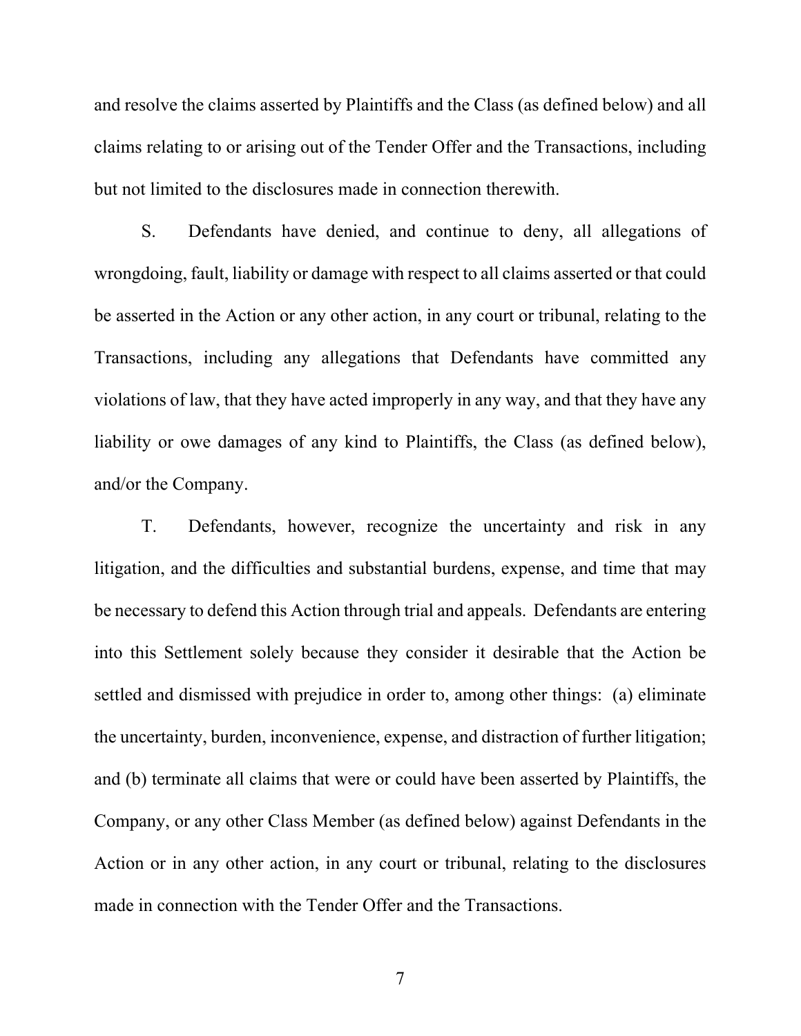and resolve the claims asserted by Plaintiffs and the Class (as defined below) and all claims relating to or arising out of the Tender Offer and the Transactions, including but not limited to the disclosures made in connection therewith.

S. Defendants have denied, and continue to deny, all allegations of wrongdoing, fault, liability or damage with respect to all claims asserted or that could be asserted in the Action or any other action, in any court or tribunal, relating to the Transactions, including any allegations that Defendants have committed any violations of law, that they have acted improperly in any way, and that they have any liability or owe damages of any kind to Plaintiffs, the Class (as defined below), and/or the Company.

T. Defendants, however, recognize the uncertainty and risk in any litigation, and the difficulties and substantial burdens, expense, and time that may be necessary to defend this Action through trial and appeals. Defendants are entering into this Settlement solely because they consider it desirable that the Action be settled and dismissed with prejudice in order to, among other things: (a) eliminate the uncertainty, burden, inconvenience, expense, and distraction of further litigation; and (b) terminate all claims that were or could have been asserted by Plaintiffs, the Company, or any other Class Member (as defined below) against Defendants in the Action or in any other action, in any court or tribunal, relating to the disclosures made in connection with the Tender Offer and the Transactions.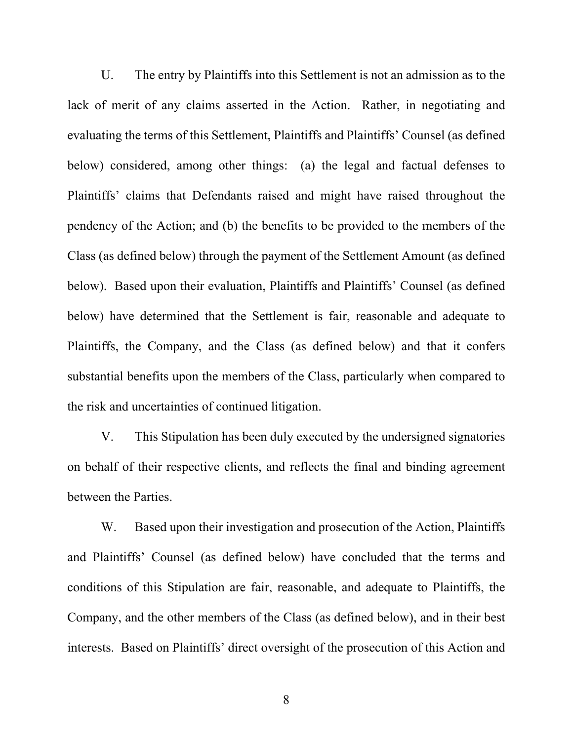U. The entry by Plaintiffs into this Settlement is not an admission as to the lack of merit of any claims asserted in the Action. Rather, in negotiating and evaluating the terms of this Settlement, Plaintiffs and Plaintiffs' Counsel (as defined below) considered, among other things: (a) the legal and factual defenses to Plaintiffs' claims that Defendants raised and might have raised throughout the pendency of the Action; and (b) the benefits to be provided to the members of the Class (as defined below) through the payment of the Settlement Amount (as defined below). Based upon their evaluation, Plaintiffs and Plaintiffs' Counsel (as defined below) have determined that the Settlement is fair, reasonable and adequate to Plaintiffs, the Company, and the Class (as defined below) and that it confers substantial benefits upon the members of the Class, particularly when compared to the risk and uncertainties of continued litigation.

V. This Stipulation has been duly executed by the undersigned signatories on behalf of their respective clients, and reflects the final and binding agreement between the Parties.

W. Based upon their investigation and prosecution of the Action, Plaintiffs and Plaintiffs' Counsel (as defined below) have concluded that the terms and conditions of this Stipulation are fair, reasonable, and adequate to Plaintiffs, the Company, and the other members of the Class (as defined below), and in their best interests. Based on Plaintiffs' direct oversight of the prosecution of this Action and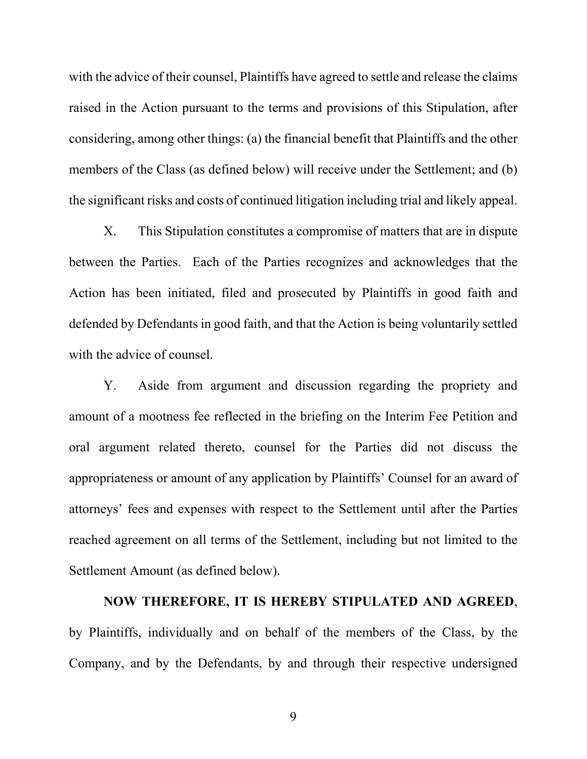with the advice of their counsel, Plaintiffs have agreed to settle and release the claims raised in the Action pursuant to the terms and provisions of this Stipulation, after considering, among other things: (a) the financial benefit that Plaintiffs and the other members of the Class (as defined below) will receive under the Settlement; and (b) the significant risks and costs of continued litigation including trial and likely appeal.

X. This Stipulation constitutes a compromise of matters that are in dispute between the Parties. Each of the Parties recognizes and acknowledges that the Action has been initiated, filed and prosecuted by Plaintiffs in good faith and defended by Defendants in good faith, and that the Action is being voluntarily settled with the advice of counsel.

Y. Aside from argument and discussion regarding the propriety and amount of a mootness fee reflected in the briefing on the Interim Fee Petition and oral argument related thereto, counsel for the Parties did not discuss the appropriateness or amount of any application by Plaintiffs' Counsel for an award of attorneys' fees and expenses with respect to the Settlement until after the Parties reached agreement on all terms of the Settlement, including but not limited to the Settlement Amount (as defined below).

**NOW THEREFORE, IT IS HEREBY STIPULATED AND AGREED**, by Plaintiffs, individually and on behalf of the members of the Class, by the Company, and by the Defendants, by and through their respective undersigned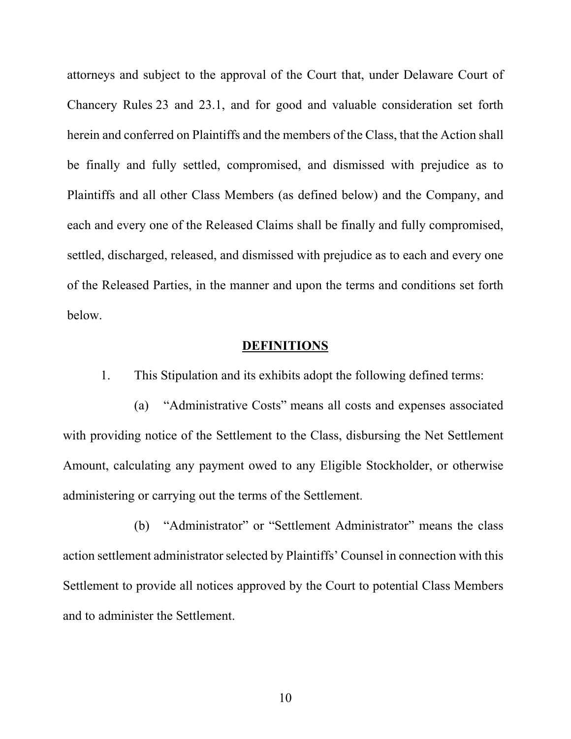attorneys and subject to the approval of the Court that, under Delaware Court of Chancery Rules 23 and 23.1, and for good and valuable consideration set forth herein and conferred on Plaintiffs and the members of the Class, that the Action shall be finally and fully settled, compromised, and dismissed with prejudice as to Plaintiffs and all other Class Members (as defined below) and the Company, and each and every one of the Released Claims shall be finally and fully compromised, settled, discharged, released, and dismissed with prejudice as to each and every one of the Released Parties, in the manner and upon the terms and conditions set forth below.

## DEFINITIONS

1. This Stipulation and its exhibits adopt the following defined terms:

(a) "Administrative Costs" means all costs and expenses associated with providing notice of the Settlement to the Class, disbursing the Net Settlement Amount, calculating any payment owed to any Eligible Stockholder, or otherwise administering or carrying out the terms of the Settlement.

(b) "Administrator" or "Settlement Administrator" means the class action settlement administrator selected by Plaintiffs' Counsel in connection with this Settlement to provide all notices approved by the Court to potential Class Members and to administer the Settlement.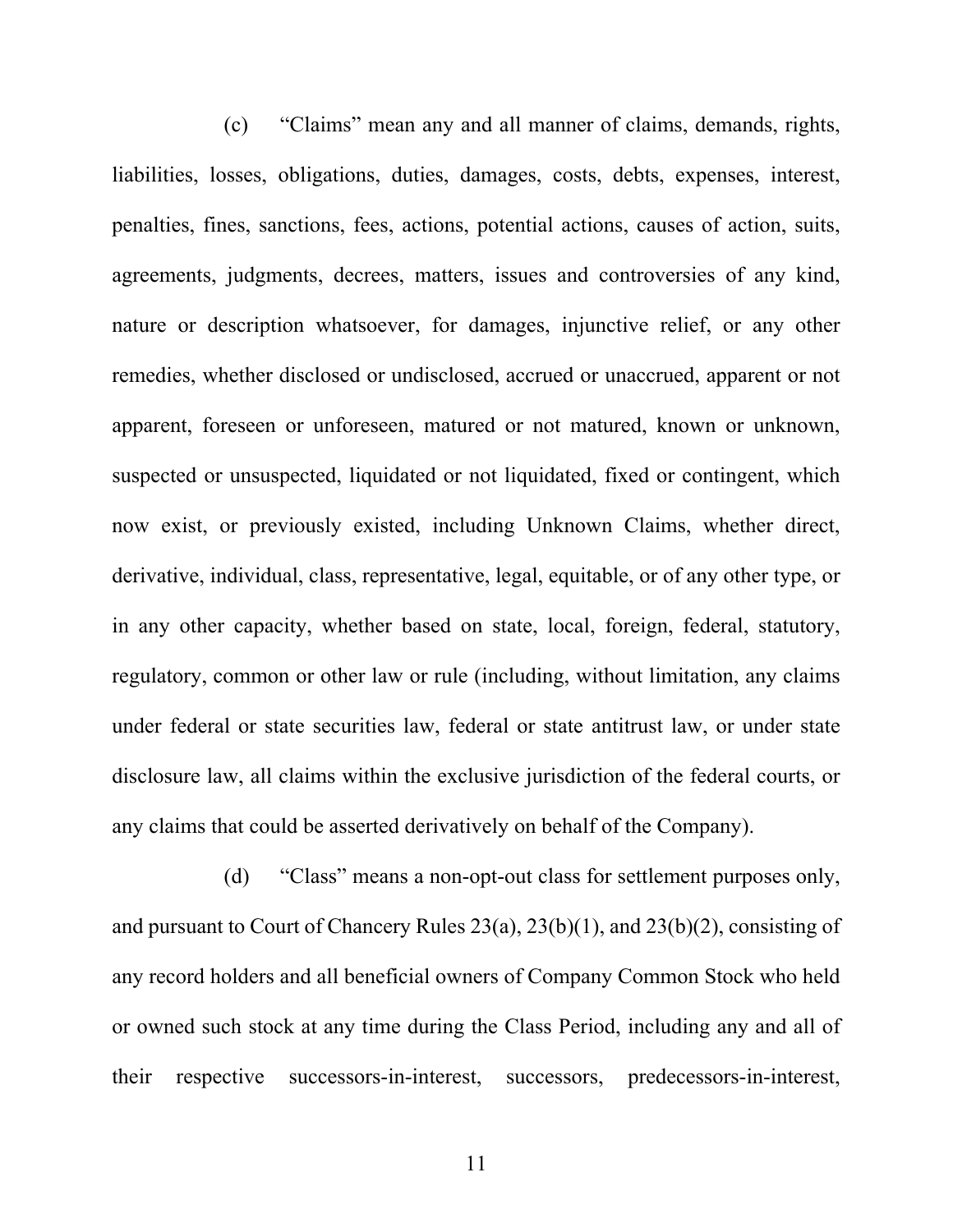(c) "Claims" mean any and all manner of claims, demands, rights, liabilities, losses, obligations, duties, damages, costs, debts, expenses, interest, penalties, fines, sanctions, fees, actions, potential actions, causes of action, suits, agreements, judgments, decrees, matters, issues and controversies of any kind, nature or description whatsoever, for damages, injunctive relief, or any other remedies, whether disclosed or undisclosed, accrued or unaccrued, apparent or not apparent, foreseen or unforeseen, matured or not matured, known or unknown, suspected or unsuspected, liquidated or not liquidated, fixed or contingent, which now exist, or previously existed, including Unknown Claims, whether direct, derivative, individual, class, representative, legal, equitable, or of any other type, or in any other capacity, whether based on state, local, foreign, federal, statutory, regulatory, common or other law or rule (including, without limitation, any claims under federal or state securities law, federal or state antitrust law, or under state disclosure law, all claims within the exclusive jurisdiction of the federal courts, or any claims that could be asserted derivatively on behalf of the Company).

(d) "Class" means a non-opt-out class for settlement purposes only, and pursuant to Court of Chancery Rules 23(a), 23(b)(1), and 23(b)(2), consisting of any record holders and all beneficial owners of Company Common Stock who held or owned such stock at any time during the Class Period, including any and all of their respective successors-in-interest, successors, predecessors-in-interest,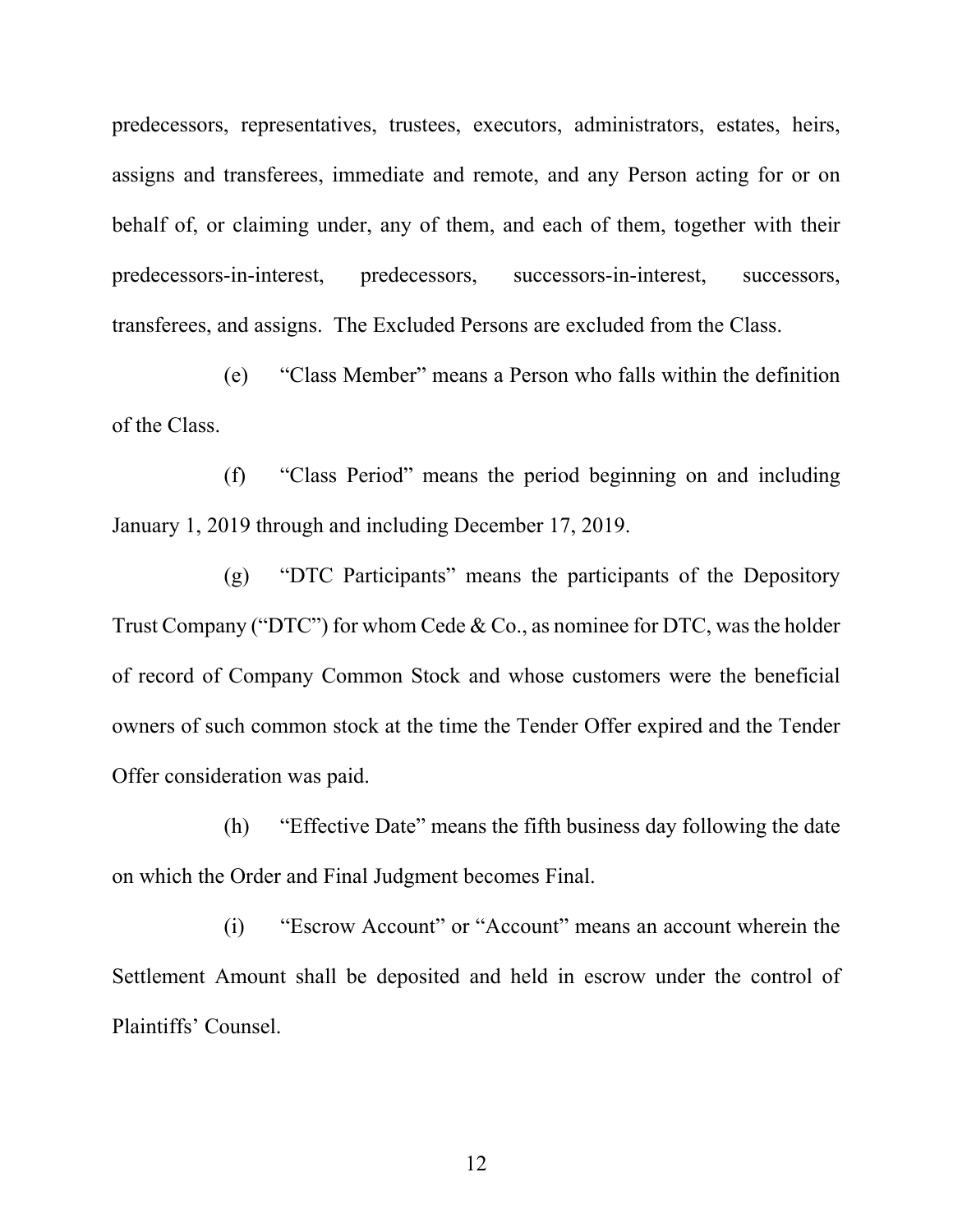predecessors, representatives, trustees, executors, administrators, estates, heirs, assigns and transferees, immediate and remote, and any Person acting for or on behalf of, or claiming under, any of them, and each of them, together with their predecessors-in-interest, predecessors, successors-in-interest, successors, transferees, and assigns. The Excluded Persons are excluded from the Class.

(e) "Class Member" means a Person who falls within the definition of the Class.

(f) "Class Period" means the period beginning on and including January 1, 2019 through and including December 17, 2019.

(g) "DTC Participants" means the participants of the Depository Trust Company ("DTC") for whom Cede & Co., as nominee for DTC, was the holder of record of Company Common Stock and whose customers were the beneficial owners of such common stock at the time the Tender Offer expired and the Tender Offer consideration was paid.

(h) "Effective Date" means the fifth business day following the date on which the Order and Final Judgment becomes Final.

(i) "Escrow Account" or "Account" means an account wherein the Settlement Amount shall be deposited and held in escrow under the control of Plaintiffs' Counsel.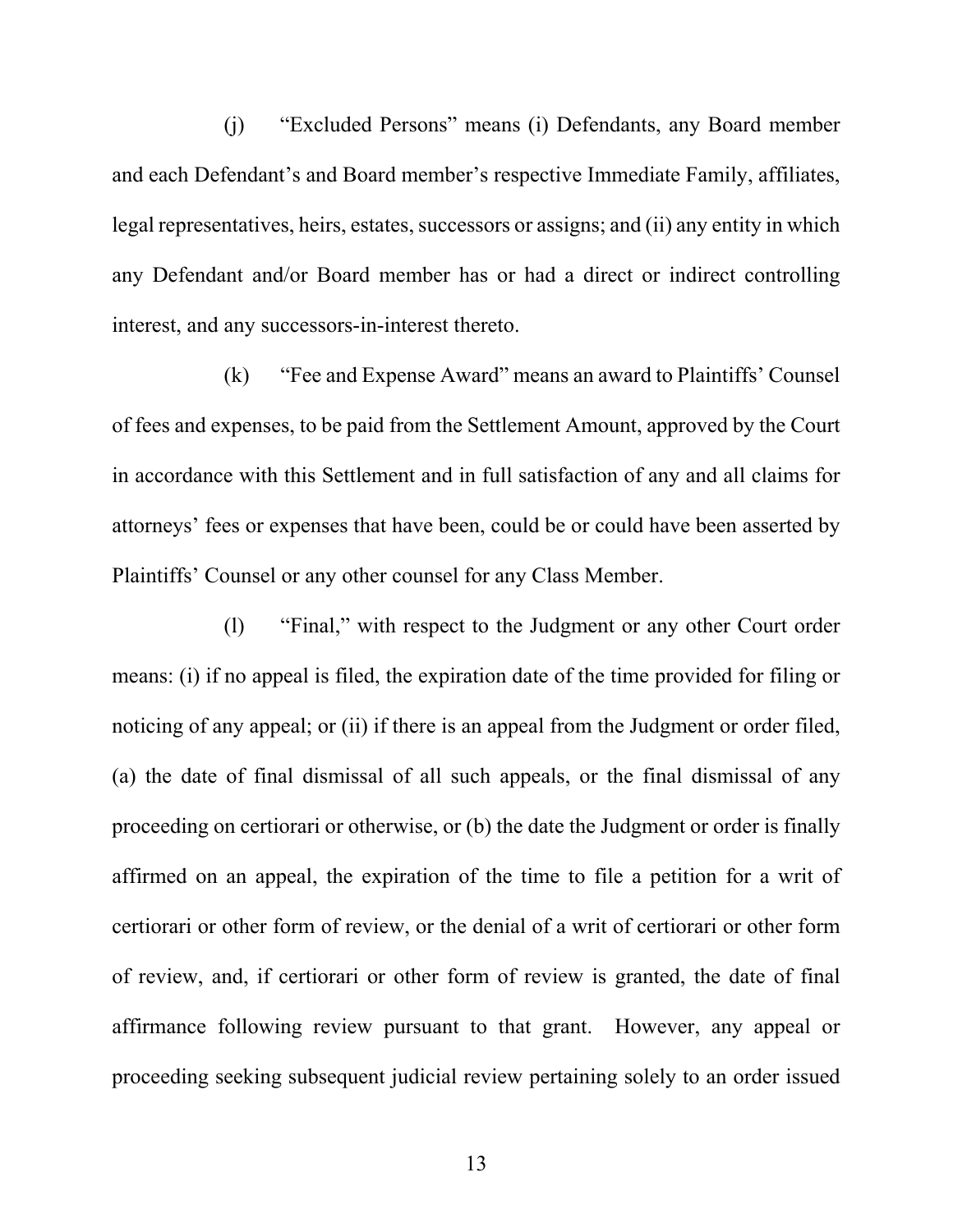(j) "Excluded Persons" means (i) Defendants, any Board member and each Defendant's and Board member's respective Immediate Family, affiliates, legal representatives, heirs, estates, successors or assigns; and (ii) any entity in which any Defendant and/or Board member has or had a direct or indirect controlling interest, and any successors-in-interest thereto.

(k) "Fee and Expense Award" means an award to Plaintiffs' Counsel of fees and expenses, to be paid from the Settlement Amount, approved by the Court in accordance with this Settlement and in full satisfaction of any and all claims for attorneys' fees or expenses that have been, could be or could have been asserted by Plaintiffs' Counsel or any other counsel for any Class Member.

(l) "Final," with respect to the Judgment or any other Court order means: (i) if no appeal is filed, the expiration date of the time provided for filing or noticing of any appeal; or (ii) if there is an appeal from the Judgment or order filed, (a) the date of final dismissal of all such appeals, or the final dismissal of any proceeding on certiorari or otherwise, or (b) the date the Judgment or order is finally affirmed on an appeal, the expiration of the time to file a petition for a writ of certiorari or other form of review, or the denial of a writ of certiorari or other form of review, and, if certiorari or other form of review is granted, the date of final affirmance following review pursuant to that grant. However, any appeal or proceeding seeking subsequent judicial review pertaining solely to an order issued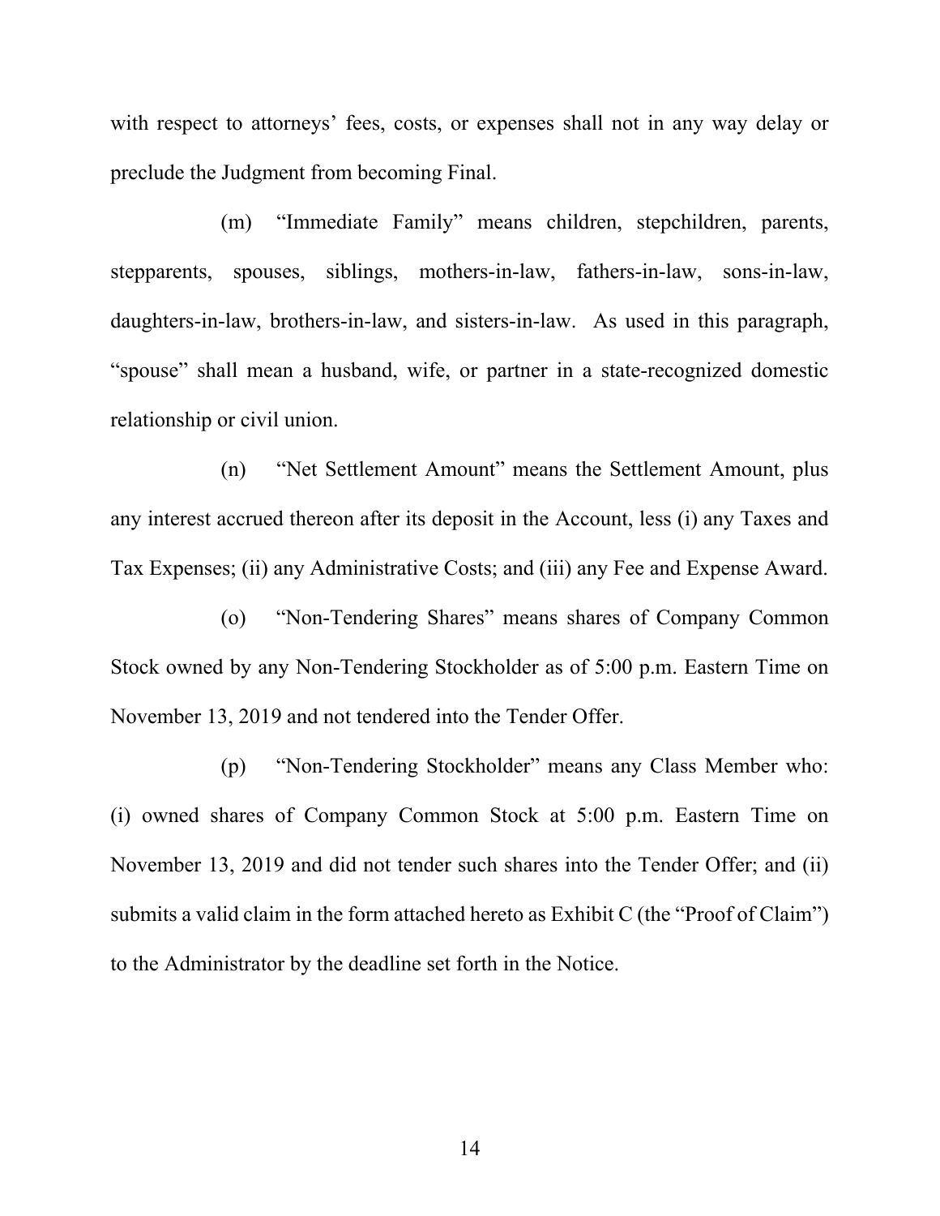with respect to attorneys' fees, costs, or expenses shall not in any way delay or preclude the Judgment from becoming Final.

(m) "Immediate Family" means children, stepchildren, parents, stepparents, spouses, siblings, mothers-in-law, fathers-in-law, sons-in-law, daughters-in-law, brothers-in-law, and sisters-in-law. As used in this paragraph, "spouse" shall mean a husband, wife, or partner in a state-recognized domestic relationship or civil union.

(n) "Net Settlement Amount" means the Settlement Amount, plus any interest accrued thereon after its deposit in the Account, less (i) any Taxes and Tax Expenses; (ii) any Administrative Costs; and (iii) any Fee and Expense Award.

(o) "Non-Tendering Shares" means shares of Company Common Stock owned by any Non-Tendering Stockholder as of 5:00 p.m. Eastern Time on November 13, 2019 and not tendered into the Tender Offer.

(p) "Non-Tendering Stockholder" means any Class Member who: (i) owned shares of Company Common Stock at 5:00 p.m. Eastern Time on November 13, 2019 and did not tender such shares into the Tender Offer; and (ii) submits a valid claim in the form attached hereto as Exhibit C (the "Proof of Claim") to the Administrator by the deadline set forth in the Notice.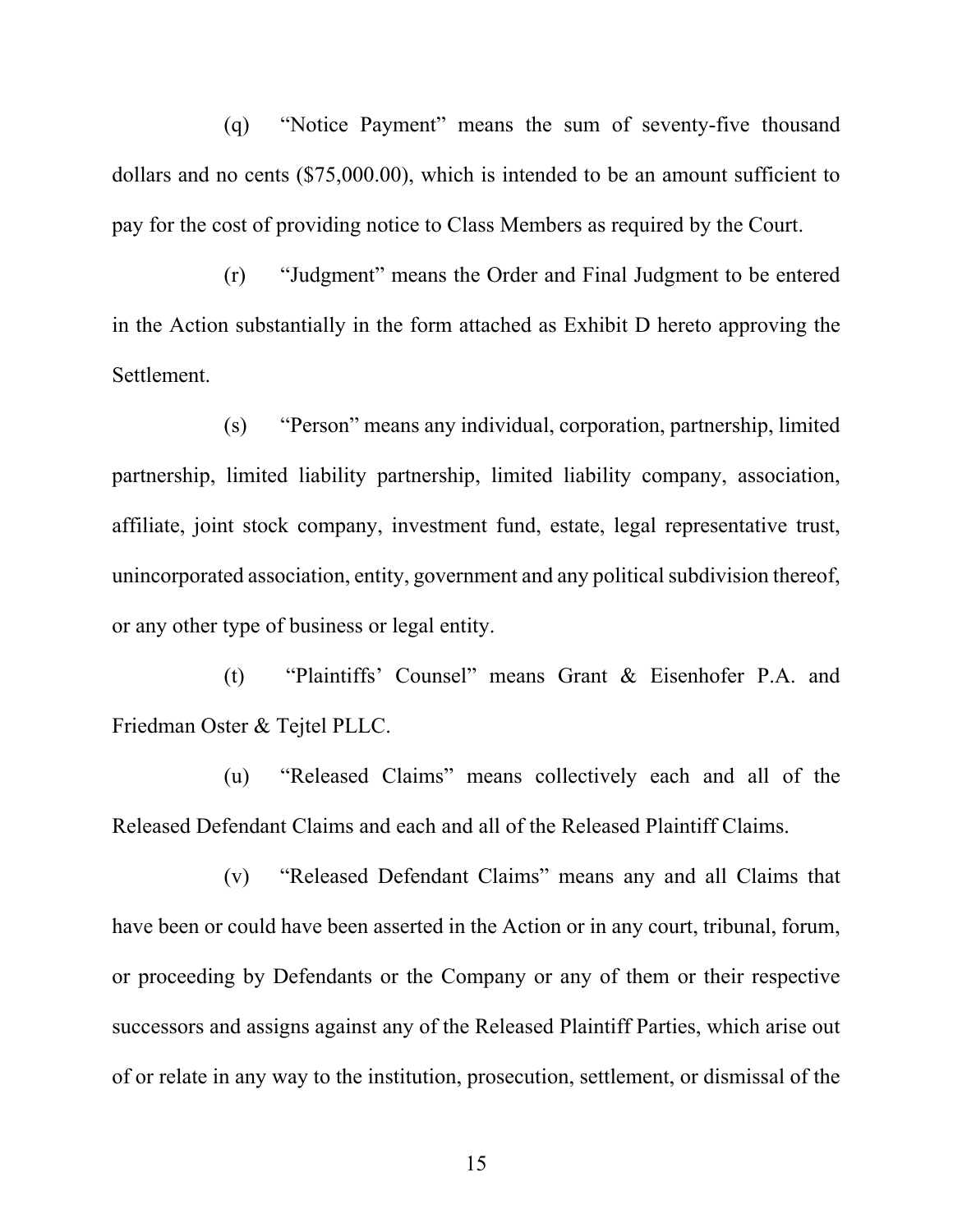(q) "Notice Payment" means the sum of seventy-five thousand dollars and no cents ($75,000.00), which is intended to be an amount sufficient to pay for the cost of providing notice to Class Members as required by the Court.

(r) "Judgment" means the Order and Final Judgment to be entered in the Action substantially in the form attached as Exhibit D hereto approving the Settlement.

(s) "Person" means any individual, corporation, partnership, limited partnership, limited liability partnership, limited liability company, association, affiliate, joint stock company, investment fund, estate, legal representative trust, unincorporated association, entity, government and any political subdivision thereof, or any other type of business or legal entity.

(t) "Plaintiffs' Counsel" means Grant & Eisenhofer P.A. and Friedman Oster & Tejtel PLLC.

(u) "Released Claims" means collectively each and all of the Released Defendant Claims and each and all of the Released Plaintiff Claims.

(v) "Released Defendant Claims" means any and all Claims that have been or could have been asserted in the Action or in any court, tribunal, forum, or proceeding by Defendants or the Company or any of them or their respective successors and assigns against any of the Released Plaintiff Parties, which arise out of or relate in any way to the institution, prosecution, settlement, or dismissal of the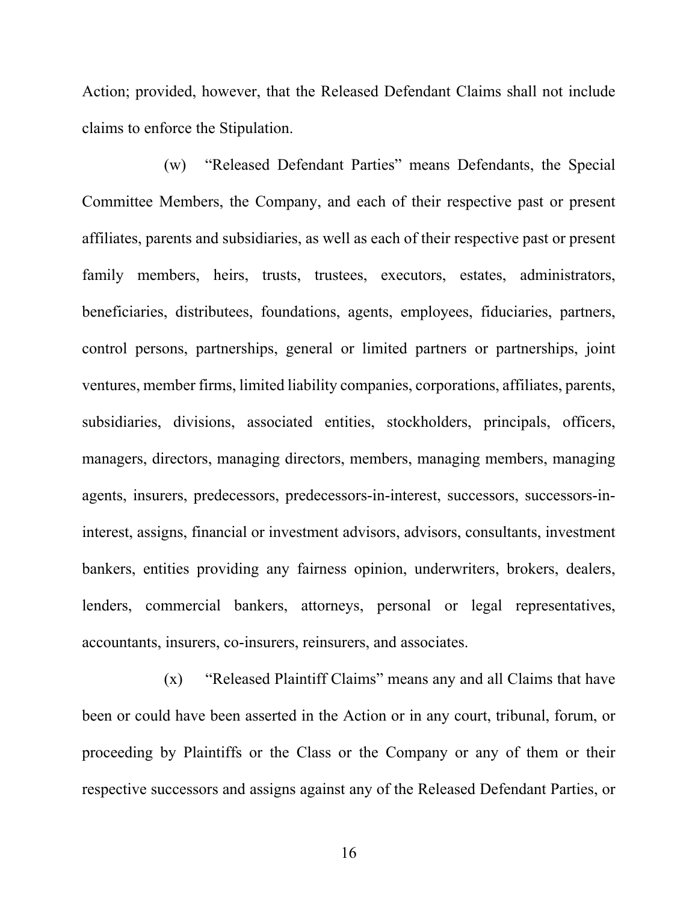Action; provided, however, that the Released Defendant Claims shall not include claims to enforce the Stipulation.

(w) "Released Defendant Parties" means Defendants, the Special Committee Members, the Company, and each of their respective past or present affiliates, parents and subsidiaries, as well as each of their respective past or present family members, heirs, trusts, trustees, executors, estates, administrators, beneficiaries, distributees, foundations, agents, employees, fiduciaries, partners, control persons, partnerships, general or limited partners or partnerships, joint ventures, member firms, limited liability companies, corporations, affiliates, parents, subsidiaries, divisions, associated entities, stockholders, principals, officers, managers, directors, managing directors, members, managing members, managing agents, insurers, predecessors, predecessors-in-interest, successors, successors-in-interest, assigns, financial or investment advisors, advisors, consultants, investment bankers, entities providing any fairness opinion, underwriters, brokers, dealers, lenders, commercial bankers, attorneys, personal or legal representatives, accountants, insurers, co-insurers, reinsurers, and associates.

(x) "Released Plaintiff Claims" means any and all Claims that have been or could have been asserted in the Action or in any court, tribunal, forum, or proceeding by Plaintiffs or the Class or the Company or any of them or their respective successors and assigns against any of the Released Defendant Parties, or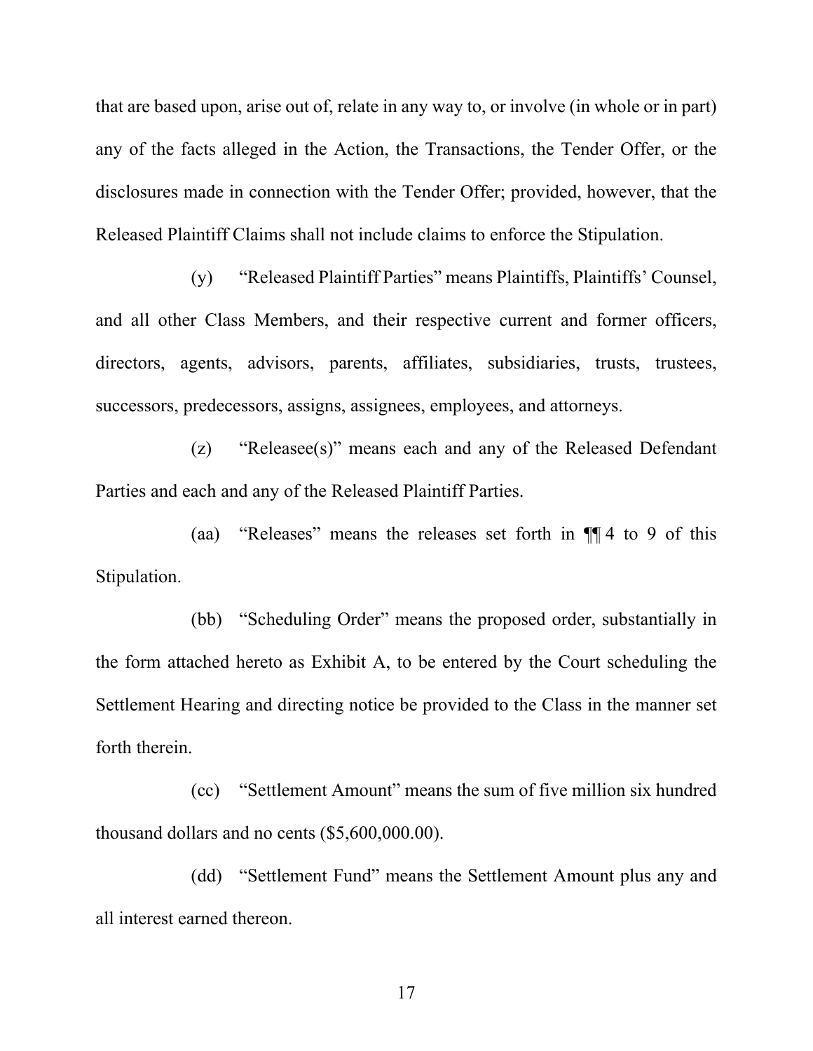that are based upon, arise out of, relate in any way to, or involve (in whole or in part) any of the facts alleged in the Action, the Transactions, the Tender Offer, or the disclosures made in connection with the Tender Offer; provided, however, that the Released Plaintiff Claims shall not include claims to enforce the Stipulation.

(y) "Released Plaintiff Parties" means Plaintiffs, Plaintiffs' Counsel, and all other Class Members, and their respective current and former officers, directors, agents, advisors, parents, affiliates, subsidiaries, trusts, trustees, successors, predecessors, assigns, assignees, employees, and attorneys.

(z) "Releasee(s)" means each and any of the Released Defendant Parties and each and any of the Released Plaintiff Parties.

(aa) "Releases" means the releases set forth in ¶¶ 4 to 9 of this Stipulation.

(bb) "Scheduling Order" means the proposed order, substantially in the form attached hereto as Exhibit A, to be entered by the Court scheduling the Settlement Hearing and directing notice be provided to the Class in the manner set forth therein.

(cc) "Settlement Amount" means the sum of five million six hundred thousand dollars and no cents ($5,600,000.00).

(dd) "Settlement Fund" means the Settlement Amount plus any and all interest earned thereon.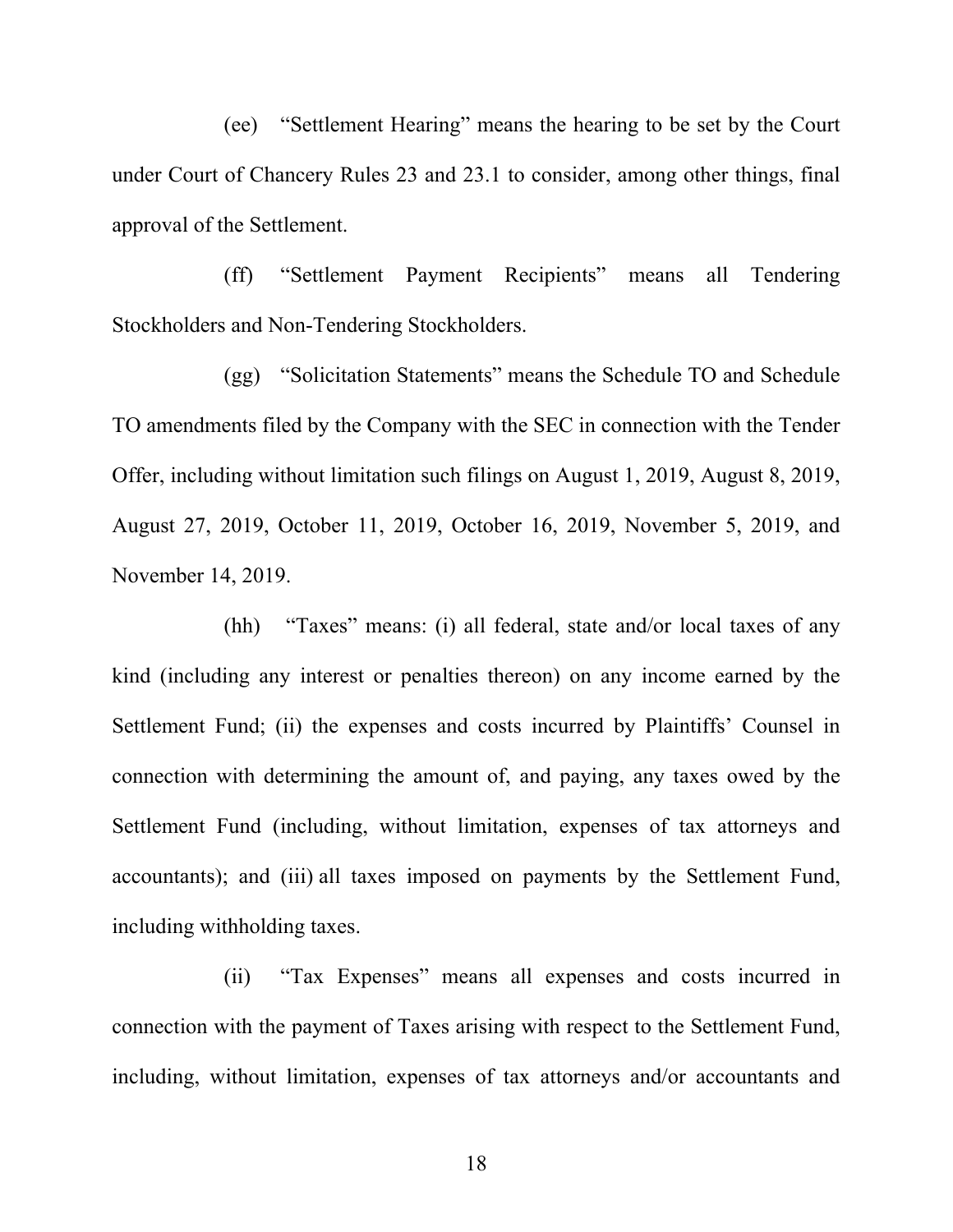(ee) "Settlement Hearing" means the hearing to be set by the Court under Court of Chancery Rules 23 and 23.1 to consider, among other things, final approval of the Settlement.

(ff) "Settlement Payment Recipients" means all Tendering Stockholders and Non-Tendering Stockholders.

(gg) "Solicitation Statements" means the Schedule TO and Schedule TO amendments filed by the Company with the SEC in connection with the Tender Offer, including without limitation such filings on August 1, 2019, August 8, 2019, August 27, 2019, October 11, 2019, October 16, 2019, November 5, 2019, and November 14, 2019.

(hh) "Taxes" means: (i) all federal, state and/or local taxes of any kind (including any interest or penalties thereon) on any income earned by the Settlement Fund; (ii) the expenses and costs incurred by Plaintiffs' Counsel in connection with determining the amount of, and paying, any taxes owed by the Settlement Fund (including, without limitation, expenses of tax attorneys and accountants); and (iii) all taxes imposed on payments by the Settlement Fund, including withholding taxes.

(ii) "Tax Expenses" means all expenses and costs incurred in connection with the payment of Taxes arising with respect to the Settlement Fund, including, without limitation, expenses of tax attorneys and/or accountants and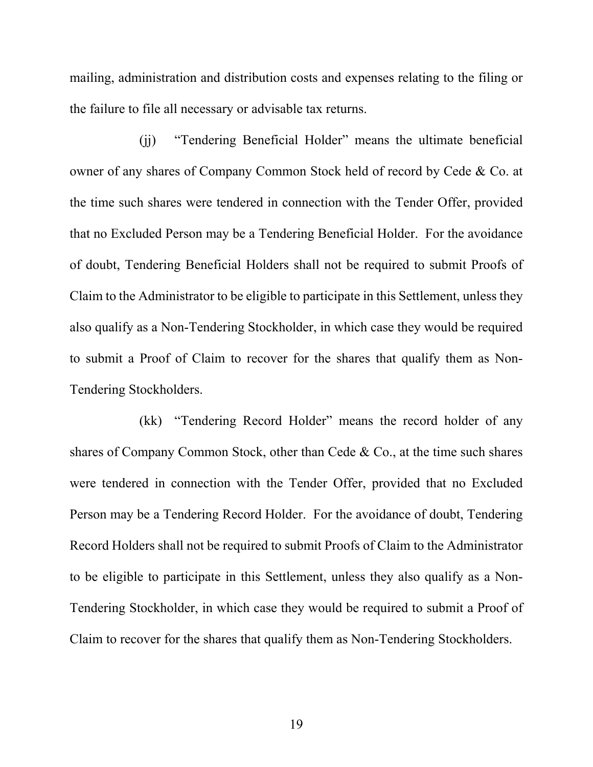mailing, administration and distribution costs and expenses relating to the filing or the failure to file all necessary or advisable tax returns.

(jj) "Tendering Beneficial Holder" means the ultimate beneficial owner of any shares of Company Common Stock held of record by Cede & Co. at the time such shares were tendered in connection with the Tender Offer, provided that no Excluded Person may be a Tendering Beneficial Holder. For the avoidance of doubt, Tendering Beneficial Holders shall not be required to submit Proofs of Claim to the Administrator to be eligible to participate in this Settlement, unless they also qualify as a Non-Tendering Stockholder, in which case they would be required to submit a Proof of Claim to recover for the shares that qualify them as Non-Tendering Stockholders.

(kk) "Tendering Record Holder" means the record holder of any shares of Company Common Stock, other than Cede & Co., at the time such shares were tendered in connection with the Tender Offer, provided that no Excluded Person may be a Tendering Record Holder. For the avoidance of doubt, Tendering Record Holders shall not be required to submit Proofs of Claim to the Administrator to be eligible to participate in this Settlement, unless they also qualify as a Non-Tendering Stockholder, in which case they would be required to submit a Proof of Claim to recover for the shares that qualify them as Non-Tendering Stockholders.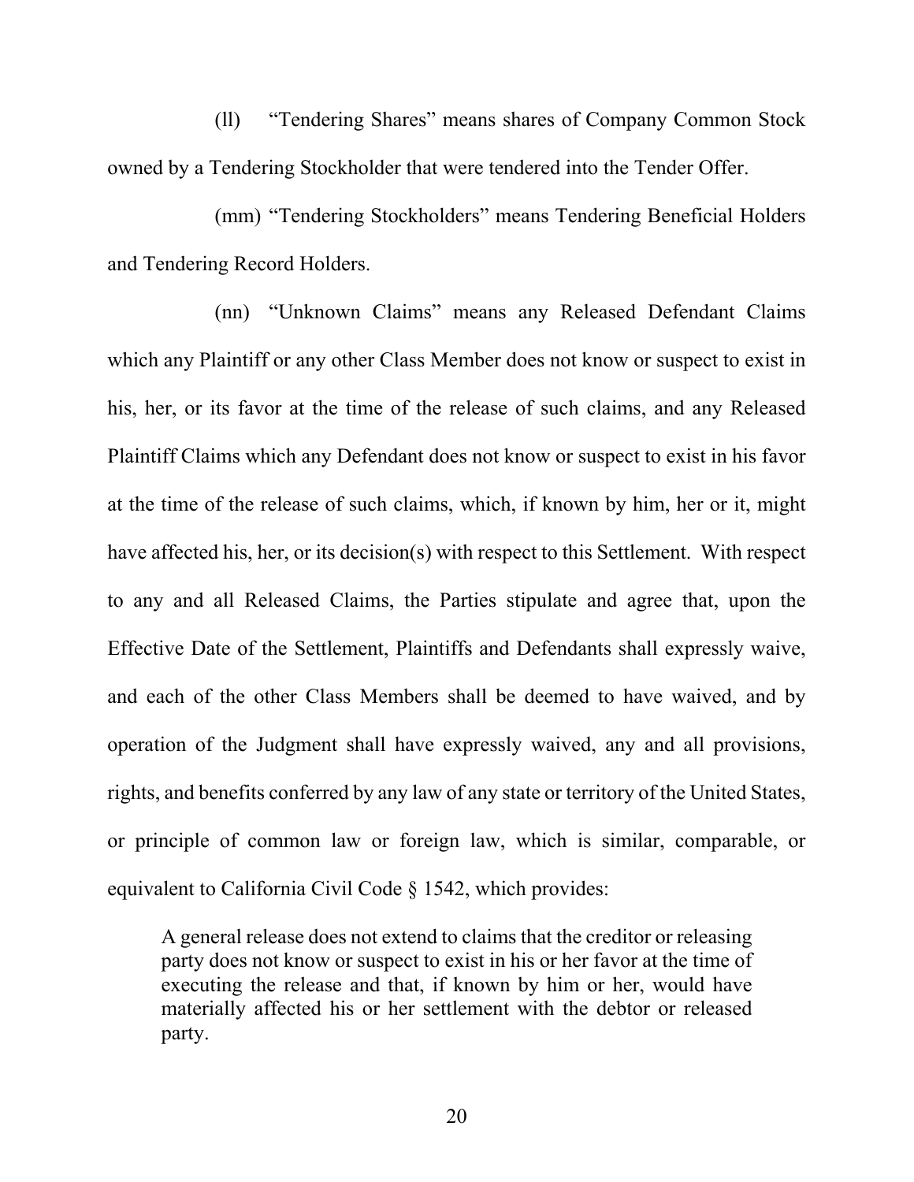(ll) "Tendering Shares" means shares of Company Common Stock owned by a Tendering Stockholder that were tendered into the Tender Offer.

(mm) "Tendering Stockholders" means Tendering Beneficial Holders and Tendering Record Holders.

(nn) "Unknown Claims" means any Released Defendant Claims which any Plaintiff or any other Class Member does not know or suspect to exist in his, her, or its favor at the time of the release of such claims, and any Released Plaintiff Claims which any Defendant does not know or suspect to exist in his favor at the time of the release of such claims, which, if known by him, her or it, might have affected his, her, or its decision(s) with respect to this Settlement. With respect to any and all Released Claims, the Parties stipulate and agree that, upon the Effective Date of the Settlement, Plaintiffs and Defendants shall expressly waive, and each of the other Class Members shall be deemed to have waived, and by operation of the Judgment shall have expressly waived, any and all provisions, rights, and benefits conferred by any law of any state or territory of the United States, or principle of common law or foreign law, which is similar, comparable, or equivalent to California Civil Code § 1542, which provides:

> A general release does not extend to claims that the creditor or releasing party does not know or suspect to exist in his or her favor at the time of executing the release and that, if known by him or her, would have materially affected his or her settlement with the debtor or released party.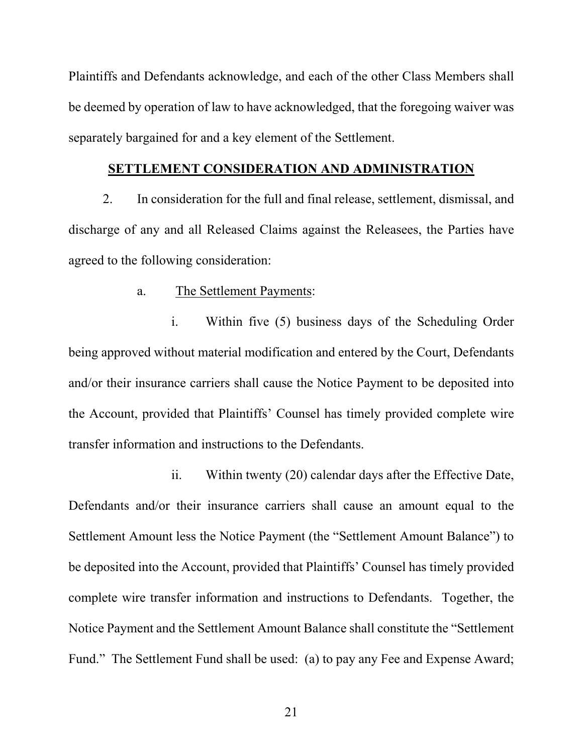Plaintiffs and Defendants acknowledge, and each of the other Class Members shall be deemed by operation of law to have acknowledged, that the foregoing waiver was separately bargained for and a key element of the Settlement.

## **SETTLEMENT CONSIDERATION AND ADMINISTRATION**

2. In consideration for the full and final release, settlement, dismissal, and discharge of any and all Released Claims against the Releasees, the Parties have agreed to the following consideration:

a. The Settlement Payments:

i. Within five (5) business days of the Scheduling Order being approved without material modification and entered by the Court, Defendants and/or their insurance carriers shall cause the Notice Payment to be deposited into the Account, provided that Plaintiffs' Counsel has timely provided complete wire transfer information and instructions to the Defendants.

ii. Within twenty (20) calendar days after the Effective Date, Defendants and/or their insurance carriers shall cause an amount equal to the Settlement Amount less the Notice Payment (the "Settlement Amount Balance") to be deposited into the Account, provided that Plaintiffs' Counsel has timely provided complete wire transfer information and instructions to Defendants. Together, the Notice Payment and the Settlement Amount Balance shall constitute the "Settlement Fund." The Settlement Fund shall be used: (a) to pay any Fee and Expense Award;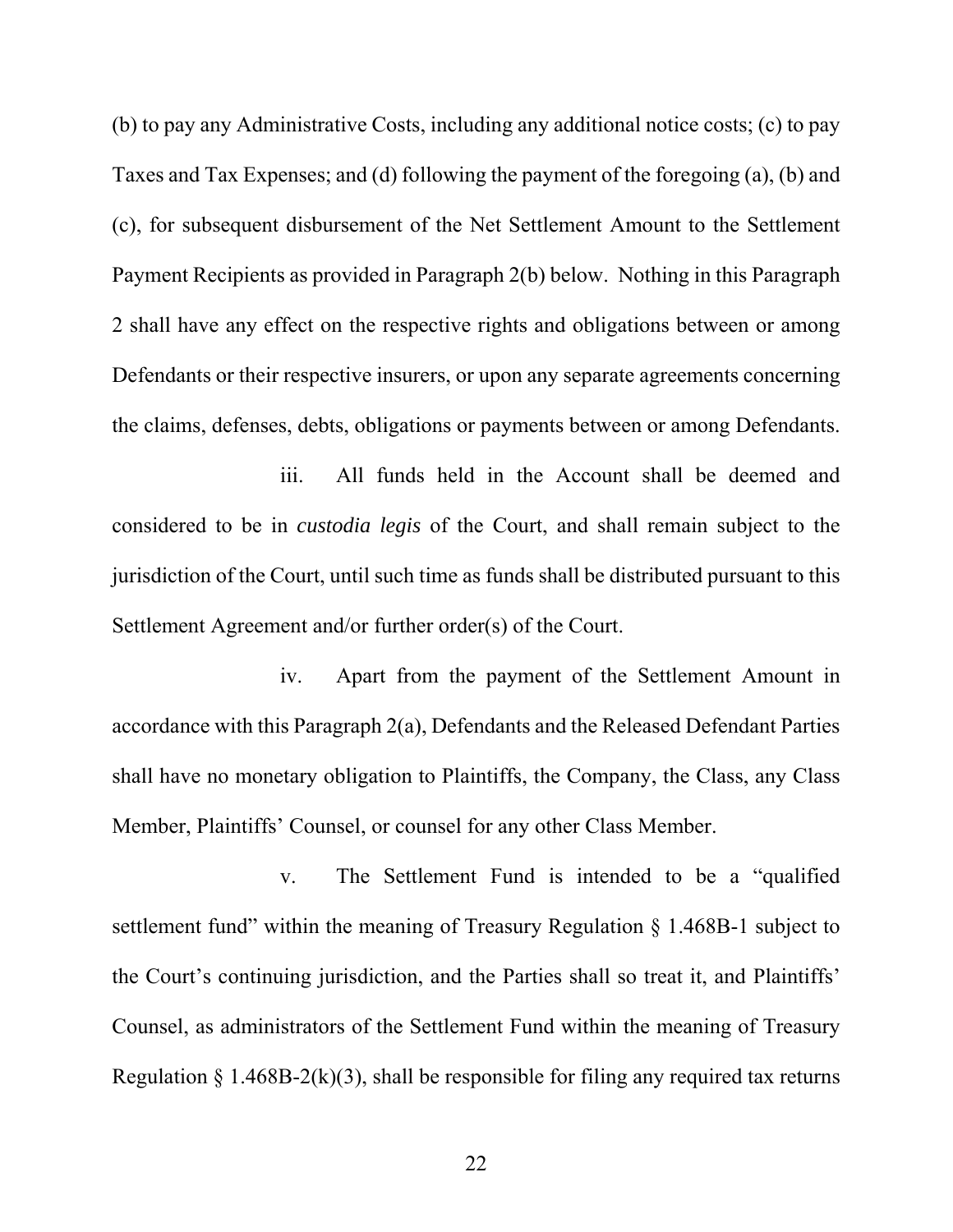(b) to pay any Administrative Costs, including any additional notice costs; (c) to pay Taxes and Tax Expenses; and (d) following the payment of the foregoing (a), (b) and (c), for subsequent disbursement of the Net Settlement Amount to the Settlement Payment Recipients as provided in Paragraph 2(b) below. Nothing in this Paragraph 2 shall have any effect on the respective rights and obligations between or among Defendants or their respective insurers, or upon any separate agreements concerning the claims, defenses, debts, obligations or payments between or among Defendants.

iii. All funds held in the Account shall be deemed and considered to be in *custodia legis* of the Court, and shall remain subject to the jurisdiction of the Court, until such time as funds shall be distributed pursuant to this Settlement Agreement and/or further order(s) of the Court.

iv. Apart from the payment of the Settlement Amount in accordance with this Paragraph 2(a), Defendants and the Released Defendant Parties shall have no monetary obligation to Plaintiffs, the Company, the Class, any Class Member, Plaintiffs' Counsel, or counsel for any other Class Member.

v. The Settlement Fund is intended to be a "qualified settlement fund" within the meaning of Treasury Regulation § 1.468B-1 subject to the Court's continuing jurisdiction, and the Parties shall so treat it, and Plaintiffs' Counsel, as administrators of the Settlement Fund within the meaning of Treasury Regulation § 1.468B-2(k)(3), shall be responsible for filing any required tax returns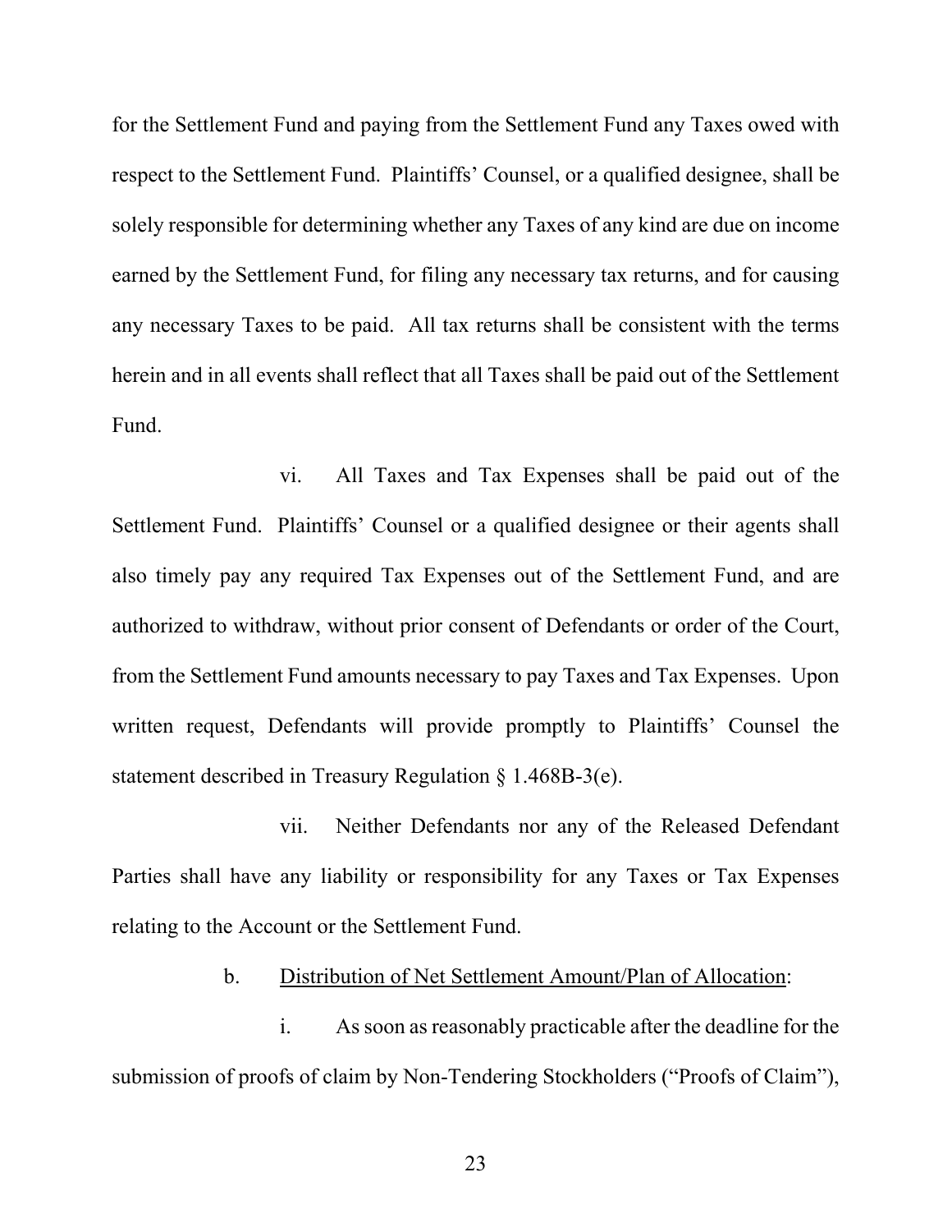for the Settlement Fund and paying from the Settlement Fund any Taxes owed with respect to the Settlement Fund. Plaintiffs' Counsel, or a qualified designee, shall be solely responsible for determining whether any Taxes of any kind are due on income earned by the Settlement Fund, for filing any necessary tax returns, and for causing any necessary Taxes to be paid. All tax returns shall be consistent with the terms herein and in all events shall reflect that all Taxes shall be paid out of the Settlement Fund.

vi. All Taxes and Tax Expenses shall be paid out of the Settlement Fund. Plaintiffs' Counsel or a qualified designee or their agents shall also timely pay any required Tax Expenses out of the Settlement Fund, and are authorized to withdraw, without prior consent of Defendants or order of the Court, from the Settlement Fund amounts necessary to pay Taxes and Tax Expenses. Upon written request, Defendants will provide promptly to Plaintiffs' Counsel the statement described in Treasury Regulation § 1.468B-3(e).

vii. Neither Defendants nor any of the Released Defendant Parties shall have any liability or responsibility for any Taxes or Tax Expenses relating to the Account or the Settlement Fund.

b. <u>Distribution of Net Settlement Amount/Plan of Allocation</u>:

i. As soon as reasonably practicable after the deadline for the submission of proofs of claim by Non-Tendering Stockholders ("Proofs of Claim"),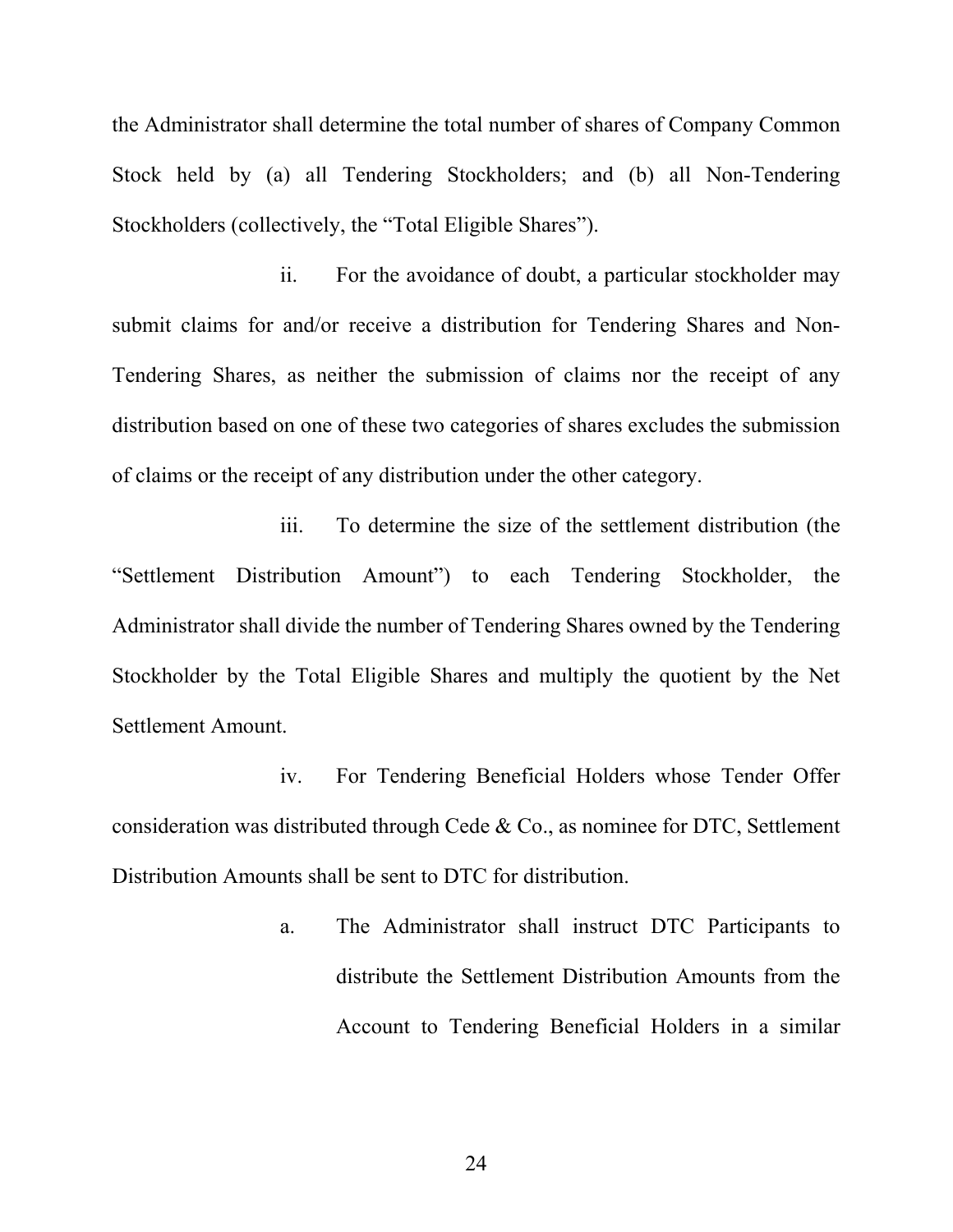the Administrator shall determine the total number of shares of Company Common Stock held by (a) all Tendering Stockholders; and (b) all Non-Tendering Stockholders (collectively, the "Total Eligible Shares").

ii. For the avoidance of doubt, a particular stockholder may submit claims for and/or receive a distribution for Tendering Shares and Non-Tendering Shares, as neither the submission of claims nor the receipt of any distribution based on one of these two categories of shares excludes the submission of claims or the receipt of any distribution under the other category.

iii. To determine the size of the settlement distribution (the "Settlement Distribution Amount") to each Tendering Stockholder, the Administrator shall divide the number of Tendering Shares owned by the Tendering Stockholder by the Total Eligible Shares and multiply the quotient by the Net Settlement Amount.

iv. For Tendering Beneficial Holders whose Tender Offer consideration was distributed through Cede & Co., as nominee for DTC, Settlement Distribution Amounts shall be sent to DTC for distribution.

a. The Administrator shall instruct DTC Participants to distribute the Settlement Distribution Amounts from the Account to Tendering Beneficial Holders in a similar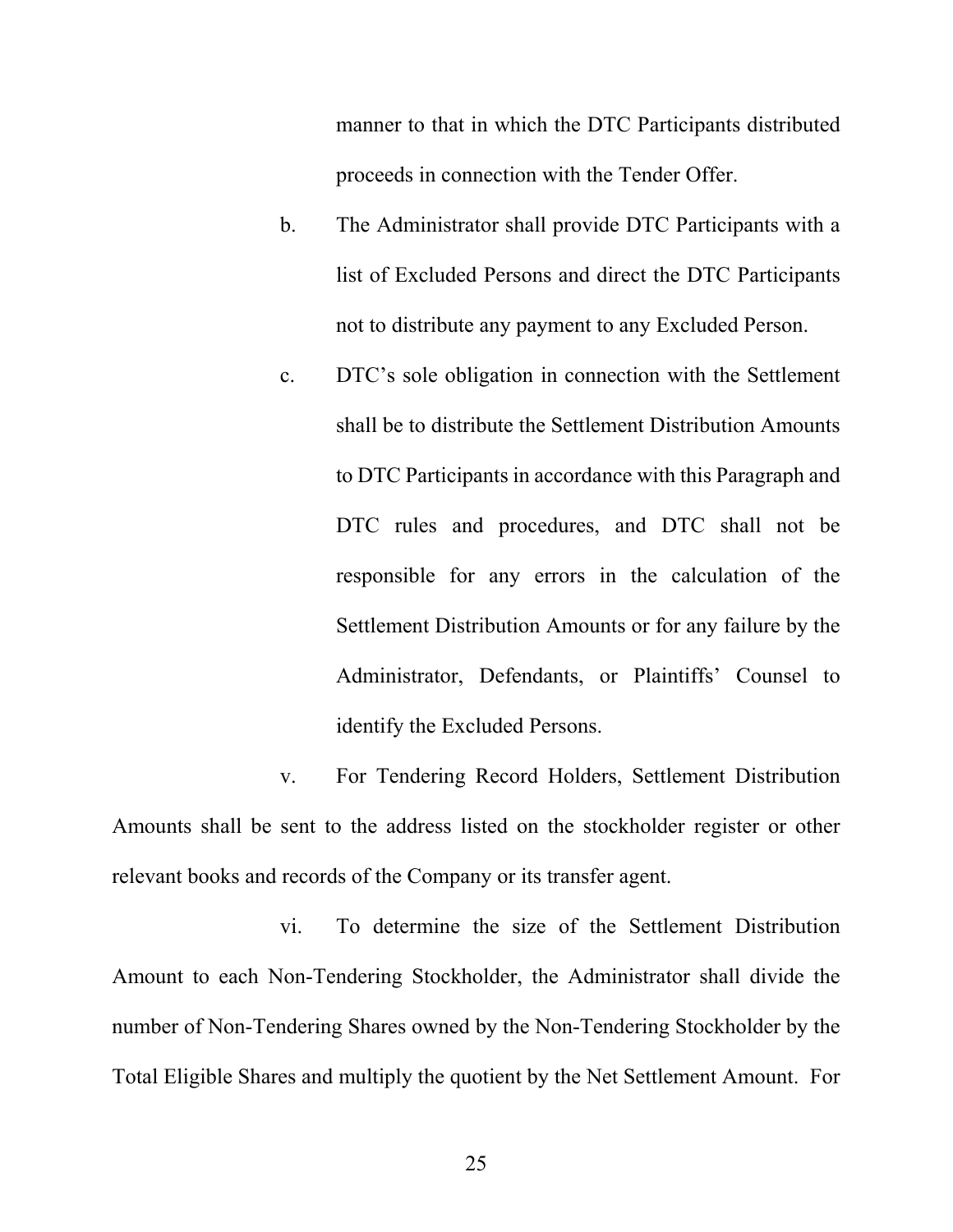manner to that in which the DTC Participants distributed proceeds in connection with the Tender Offer.

b. The Administrator shall provide DTC Participants with a list of Excluded Persons and direct the DTC Participants not to distribute any payment to any Excluded Person.

c. DTC's sole obligation in connection with the Settlement shall be to distribute the Settlement Distribution Amounts to DTC Participants in accordance with this Paragraph and DTC rules and procedures, and DTC shall not be responsible for any errors in the calculation of the Settlement Distribution Amounts or for any failure by the Administrator, Defendants, or Plaintiffs' Counsel to identify the Excluded Persons.

v. For Tendering Record Holders, Settlement Distribution Amounts shall be sent to the address listed on the stockholder register or other relevant books and records of the Company or its transfer agent.

vi. To determine the size of the Settlement Distribution Amount to each Non-Tendering Stockholder, the Administrator shall divide the number of Non-Tendering Shares owned by the Non-Tendering Stockholder by the Total Eligible Shares and multiply the quotient by the Net Settlement Amount. For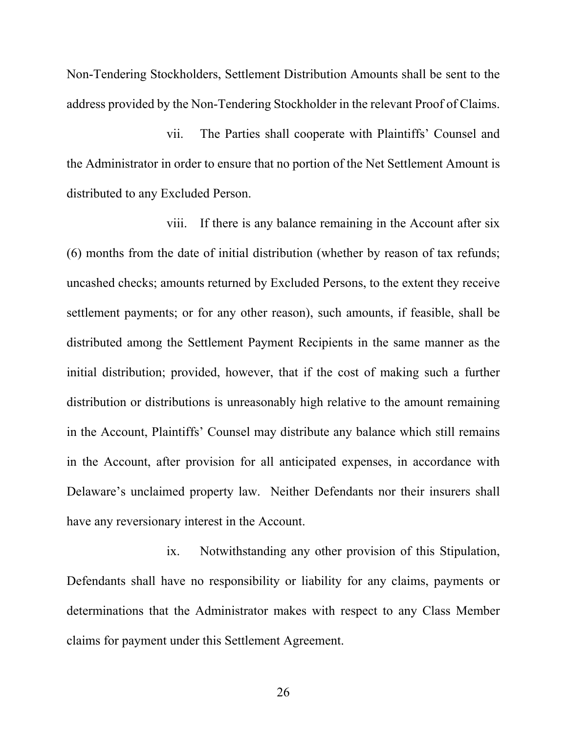Non-Tendering Stockholders, Settlement Distribution Amounts shall be sent to the address provided by the Non-Tendering Stockholder in the relevant Proof of Claims.

vii. The Parties shall cooperate with Plaintiffs' Counsel and the Administrator in order to ensure that no portion of the Net Settlement Amount is distributed to any Excluded Person.

viii. If there is any balance remaining in the Account after six (6) months from the date of initial distribution (whether by reason of tax refunds; uncashed checks; amounts returned by Excluded Persons, to the extent they receive settlement payments; or for any other reason), such amounts, if feasible, shall be distributed among the Settlement Payment Recipients in the same manner as the initial distribution; provided, however, that if the cost of making such a further distribution or distributions is unreasonably high relative to the amount remaining in the Account, Plaintiffs' Counsel may distribute any balance which still remains in the Account, after provision for all anticipated expenses, in accordance with Delaware's unclaimed property law. Neither Defendants nor their insurers shall have any reversionary interest in the Account.

ix. Notwithstanding any other provision of this Stipulation, Defendants shall have no responsibility or liability for any claims, payments or determinations that the Administrator makes with respect to any Class Member claims for payment under this Settlement Agreement.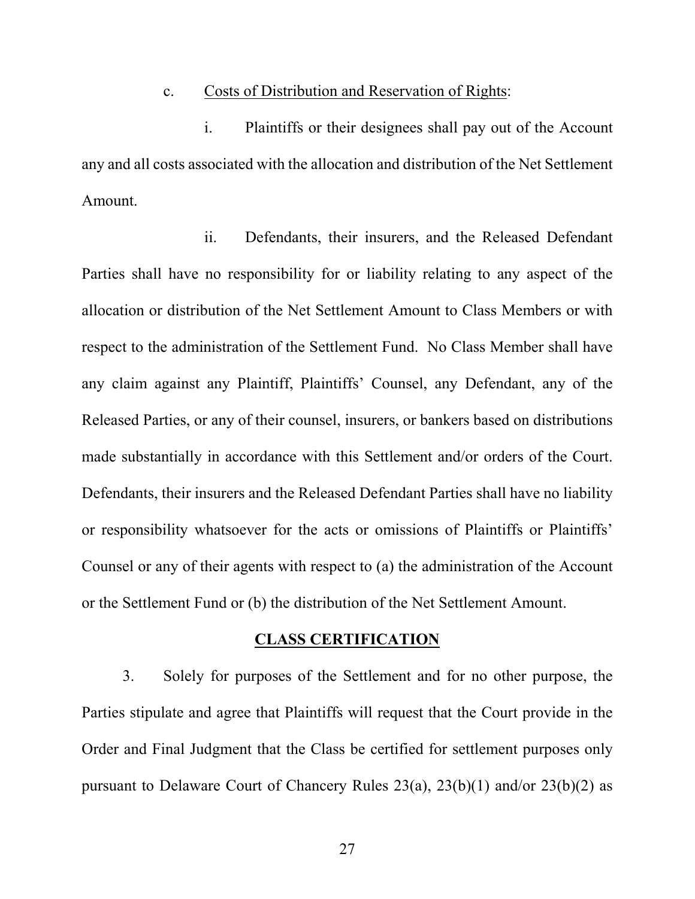c. <u>Costs of Distribution and Reservation of Rights</u>:

i. Plaintiffs or their designees shall pay out of the Account any and all costs associated with the allocation and distribution of the Net Settlement Amount.

ii. Defendants, their insurers, and the Released Defendant Parties shall have no responsibility for or liability relating to any aspect of the allocation or distribution of the Net Settlement Amount to Class Members or with respect to the administration of the Settlement Fund. No Class Member shall have any claim against any Plaintiff, Plaintiffs' Counsel, any Defendant, any of the Released Parties, or any of their counsel, insurers, or bankers based on distributions made substantially in accordance with this Settlement and/or orders of the Court. Defendants, their insurers and the Released Defendant Parties shall have no liability or responsibility whatsoever for the acts or omissions of Plaintiffs or Plaintiffs' Counsel or any of their agents with respect to (a) the administration of the Account or the Settlement Fund or (b) the distribution of the Net Settlement Amount.

## CLASS CERTIFICATION

3. Solely for purposes of the Settlement and for no other purpose, the Parties stipulate and agree that Plaintiffs will request that the Court provide in the Order and Final Judgment that the Class be certified for settlement purposes only pursuant to Delaware Court of Chancery Rules 23(a), 23(b)(1) and/or 23(b)(2) as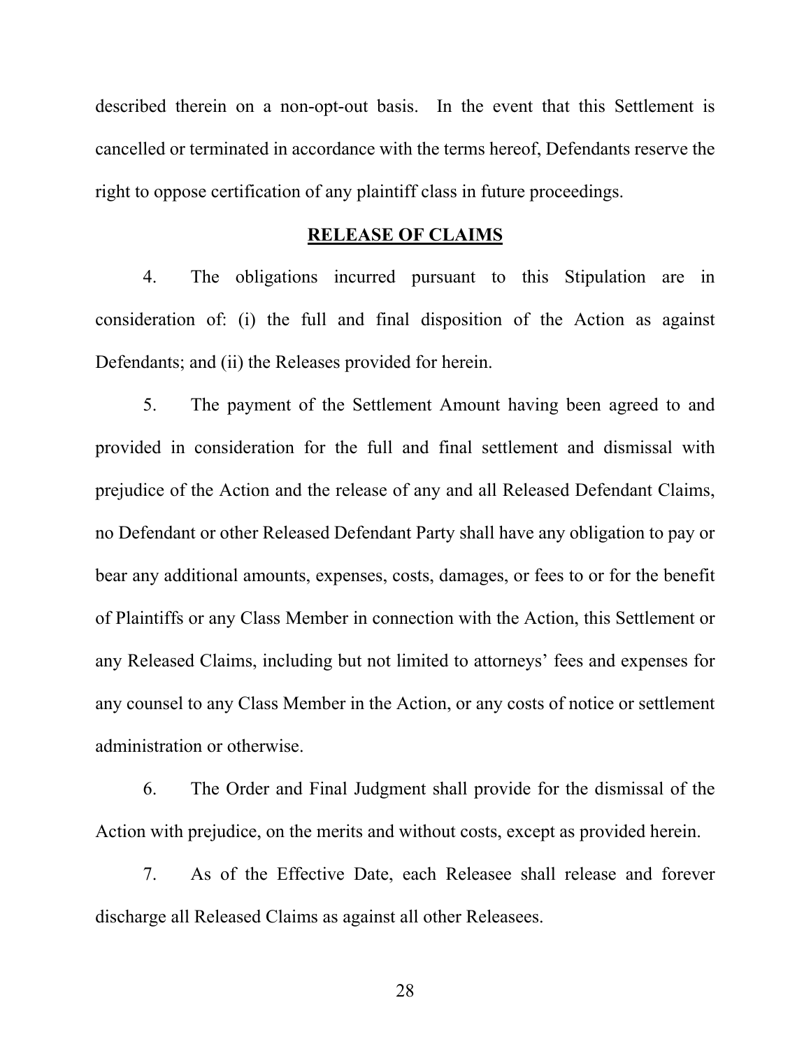described therein on a non-opt-out basis. In the event that this Settlement is cancelled or terminated in accordance with the terms hereof, Defendants reserve the right to oppose certification of any plaintiff class in future proceedings.

## RELEASE OF CLAIMS

4. The obligations incurred pursuant to this Stipulation are in consideration of: (i) the full and final disposition of the Action as against Defendants; and (ii) the Releases provided for herein.

5. The payment of the Settlement Amount having been agreed to and provided in consideration for the full and final settlement and dismissal with prejudice of the Action and the release of any and all Released Defendant Claims, no Defendant or other Released Defendant Party shall have any obligation to pay or bear any additional amounts, expenses, costs, damages, or fees to or for the benefit of Plaintiffs or any Class Member in connection with the Action, this Settlement or any Released Claims, including but not limited to attorneys' fees and expenses for any counsel to any Class Member in the Action, or any costs of notice or settlement administration or otherwise.

6. The Order and Final Judgment shall provide for the dismissal of the Action with prejudice, on the merits and without costs, except as provided herein.

7. As of the Effective Date, each Releasee shall release and forever discharge all Released Claims as against all other Releasees.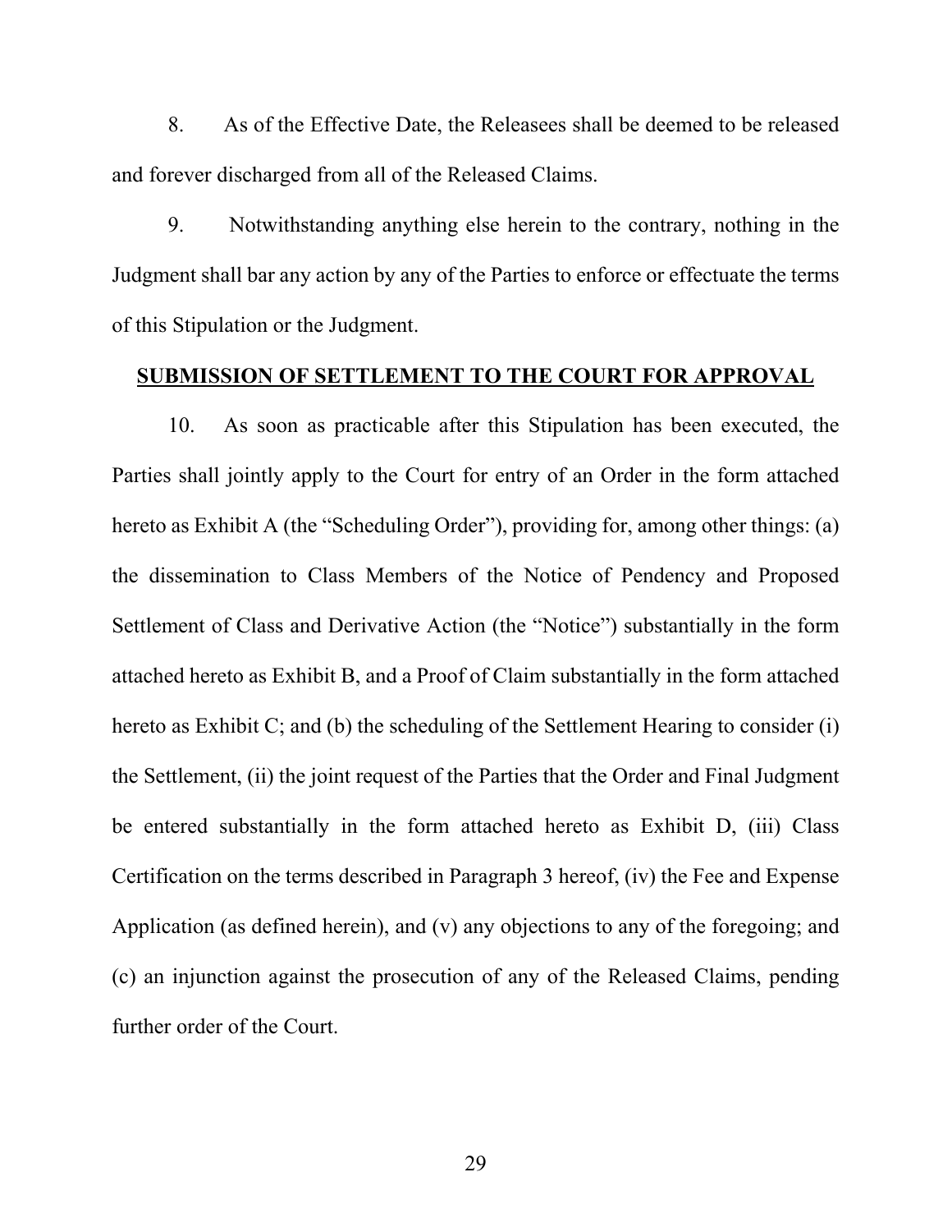8. As of the Effective Date, the Releasees shall be deemed to be released and forever discharged from all of the Released Claims.

9. Notwithstanding anything else herein to the contrary, nothing in the Judgment shall bar any action by any of the Parties to enforce or effectuate the terms of this Stipulation or the Judgment.

**SUBMISSION OF SETTLEMENT TO THE COURT FOR APPROVAL**

10. As soon as practicable after this Stipulation has been executed, the Parties shall jointly apply to the Court for entry of an Order in the form attached hereto as Exhibit A (the "Scheduling Order"), providing for, among other things: (a) the dissemination to Class Members of the Notice of Pendency and Proposed Settlement of Class and Derivative Action (the "Notice") substantially in the form attached hereto as Exhibit B, and a Proof of Claim substantially in the form attached hereto as Exhibit C; and (b) the scheduling of the Settlement Hearing to consider (i) the Settlement, (ii) the joint request of the Parties that the Order and Final Judgment be entered substantially in the form attached hereto as Exhibit D, (iii) Class Certification on the terms described in Paragraph 3 hereof, (iv) the Fee and Expense Application (as defined herein), and (v) any objections to any of the foregoing; and (c) an injunction against the prosecution of any of the Released Claims, pending further order of the Court.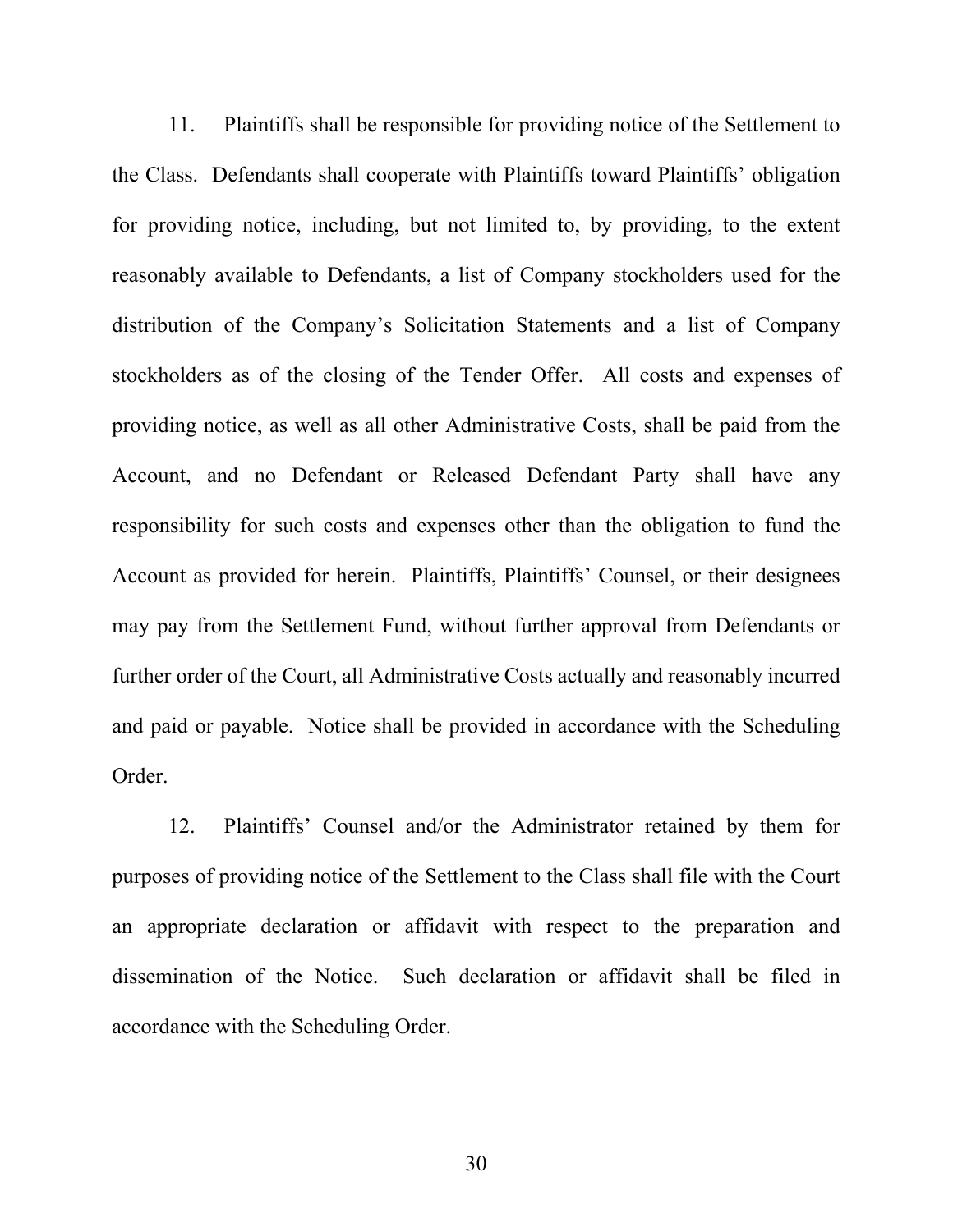11. Plaintiffs shall be responsible for providing notice of the Settlement to the Class. Defendants shall cooperate with Plaintiffs toward Plaintiffs' obligation for providing notice, including, but not limited to, by providing, to the extent reasonably available to Defendants, a list of Company stockholders used for the distribution of the Company's Solicitation Statements and a list of Company stockholders as of the closing of the Tender Offer. All costs and expenses of providing notice, as well as all other Administrative Costs, shall be paid from the Account, and no Defendant or Released Defendant Party shall have any responsibility for such costs and expenses other than the obligation to fund the Account as provided for herein. Plaintiffs, Plaintiffs' Counsel, or their designees may pay from the Settlement Fund, without further approval from Defendants or further order of the Court, all Administrative Costs actually and reasonably incurred and paid or payable. Notice shall be provided in accordance with the Scheduling Order.

12. Plaintiffs' Counsel and/or the Administrator retained by them for purposes of providing notice of the Settlement to the Class shall file with the Court an appropriate declaration or affidavit with respect to the preparation and dissemination of the Notice. Such declaration or affidavit shall be filed in accordance with the Scheduling Order.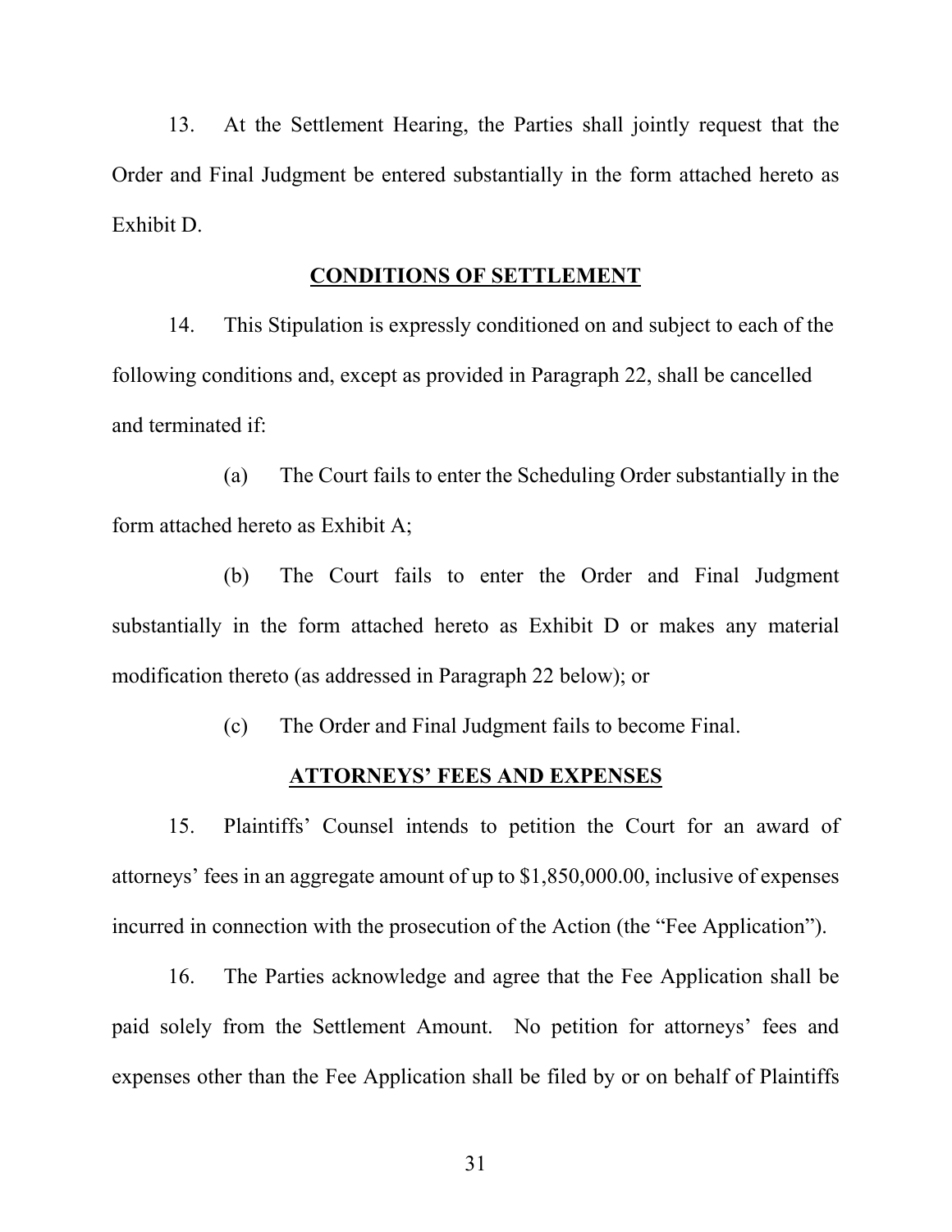13. At the Settlement Hearing, the Parties shall jointly request that the Order and Final Judgment be entered substantially in the form attached hereto as Exhibit D.

**CONDITIONS OF SETTLEMENT**

14. This Stipulation is expressly conditioned on and subject to each of the following conditions and, except as provided in Paragraph 22, shall be cancelled and terminated if:

(a) The Court fails to enter the Scheduling Order substantially in the form attached hereto as Exhibit A;

(b) The Court fails to enter the Order and Final Judgment substantially in the form attached hereto as Exhibit D or makes any material modification thereto (as addressed in Paragraph 22 below); or

(c) The Order and Final Judgment fails to become Final.

**ATTORNEYS' FEES AND EXPENSES**

15. Plaintiffs' Counsel intends to petition the Court for an award of attorneys' fees in an aggregate amount of up to $1,850,000.00, inclusive of expenses incurred in connection with the prosecution of the Action (the "Fee Application").

16. The Parties acknowledge and agree that the Fee Application shall be paid solely from the Settlement Amount. No petition for attorneys' fees and expenses other than the Fee Application shall be filed by or on behalf of Plaintiffs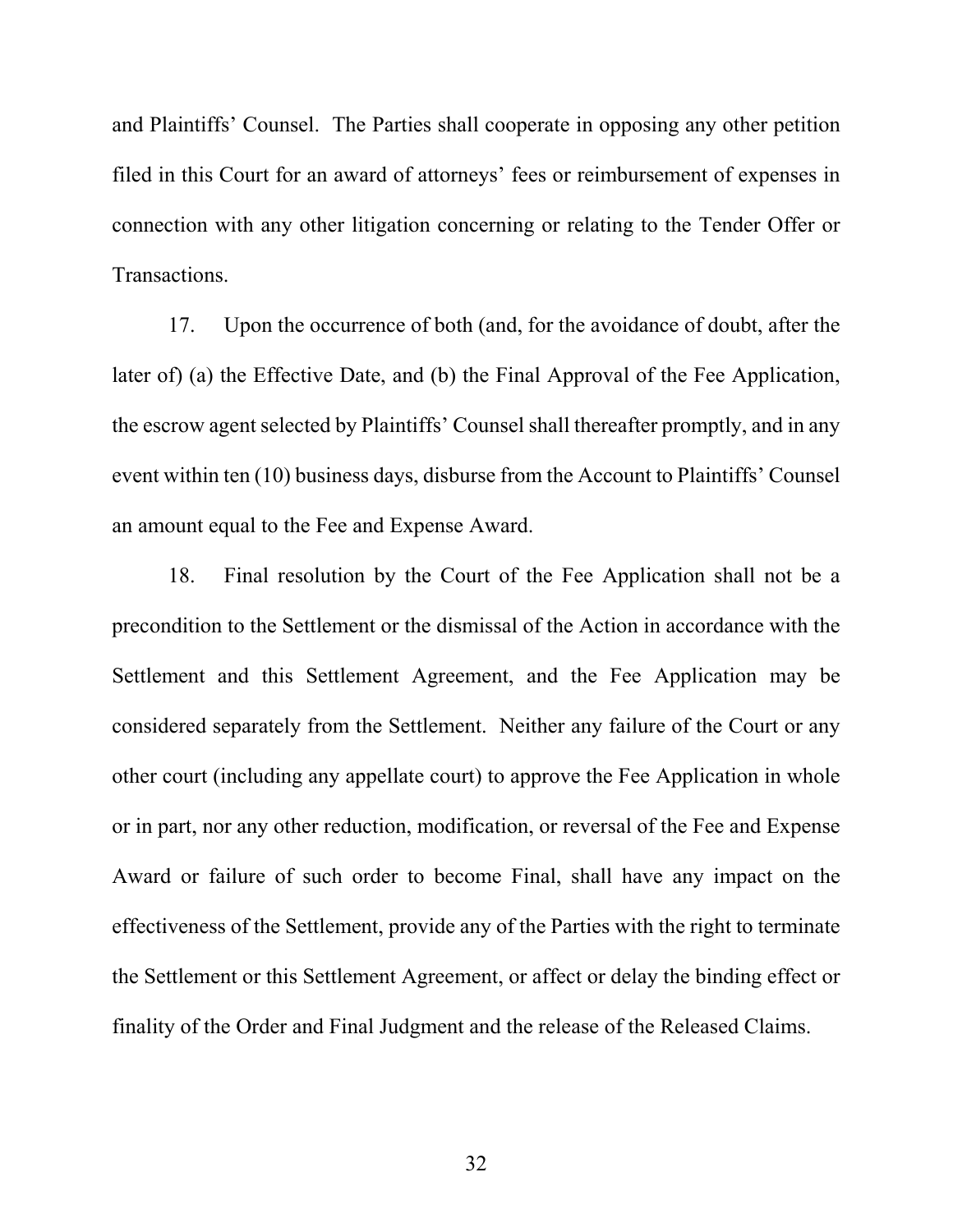and Plaintiffs' Counsel. The Parties shall cooperate in opposing any other petition filed in this Court for an award of attorneys' fees or reimbursement of expenses in connection with any other litigation concerning or relating to the Tender Offer or Transactions.

17. Upon the occurrence of both (and, for the avoidance of doubt, after the later of) (a) the Effective Date, and (b) the Final Approval of the Fee Application, the escrow agent selected by Plaintiffs' Counsel shall thereafter promptly, and in any event within ten (10) business days, disburse from the Account to Plaintiffs' Counsel an amount equal to the Fee and Expense Award.

18. Final resolution by the Court of the Fee Application shall not be a precondition to the Settlement or the dismissal of the Action in accordance with the Settlement and this Settlement Agreement, and the Fee Application may be considered separately from the Settlement. Neither any failure of the Court or any other court (including any appellate court) to approve the Fee Application in whole or in part, nor any other reduction, modification, or reversal of the Fee and Expense Award or failure of such order to become Final, shall have any impact on the effectiveness of the Settlement, provide any of the Parties with the right to terminate the Settlement or this Settlement Agreement, or affect or delay the binding effect or finality of the Order and Final Judgment and the release of the Released Claims.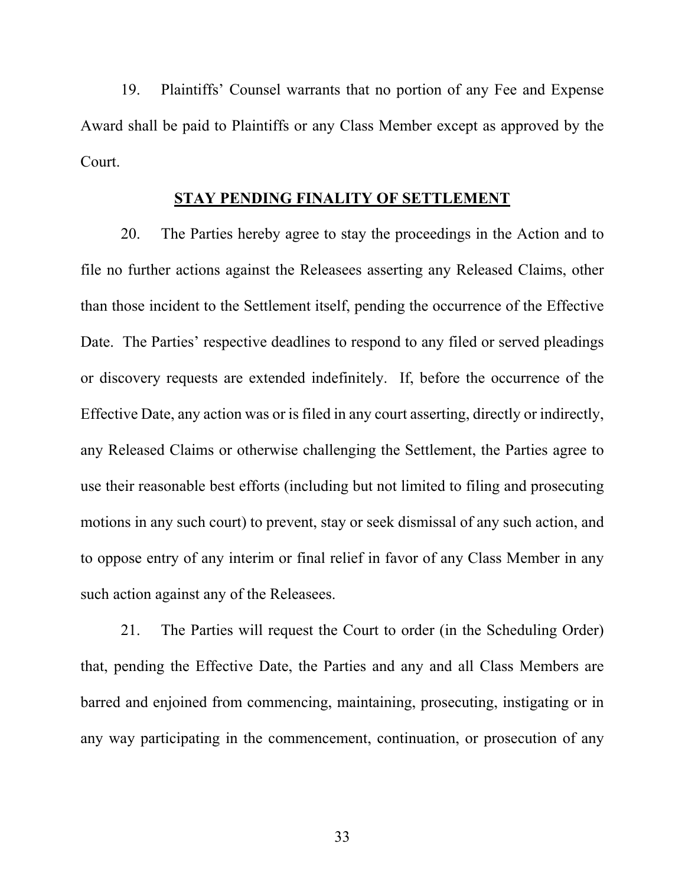19. Plaintiffs' Counsel warrants that no portion of any Fee and Expense Award shall be paid to Plaintiffs or any Class Member except as approved by the Court.

## **STAY PENDING FINALITY OF SETTLEMENT**

20. The Parties hereby agree to stay the proceedings in the Action and to file no further actions against the Releasees asserting any Released Claims, other than those incident to the Settlement itself, pending the occurrence of the Effective Date. The Parties' respective deadlines to respond to any filed or served pleadings or discovery requests are extended indefinitely. If, before the occurrence of the Effective Date, any action was or is filed in any court asserting, directly or indirectly, any Released Claims or otherwise challenging the Settlement, the Parties agree to use their reasonable best efforts (including but not limited to filing and prosecuting motions in any such court) to prevent, stay or seek dismissal of any such action, and to oppose entry of any interim or final relief in favor of any Class Member in any such action against any of the Releasees.

21. The Parties will request the Court to order (in the Scheduling Order) that, pending the Effective Date, the Parties and any and all Class Members are barred and enjoined from commencing, maintaining, prosecuting, instigating or in any way participating in the commencement, continuation, or prosecution of any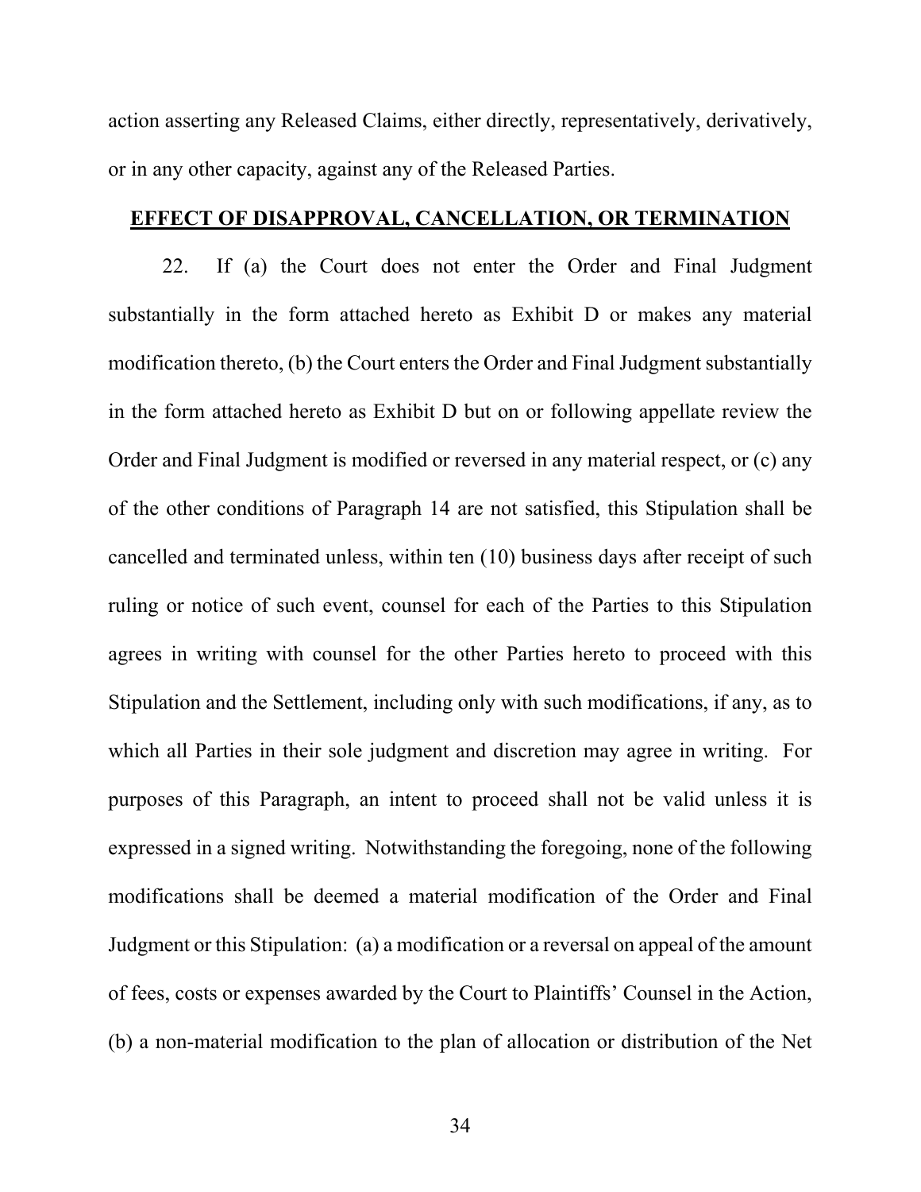action asserting any Released Claims, either directly, representatively, derivatively, or in any other capacity, against any of the Released Parties.

## EFFECT OF DISAPPROVAL, CANCELLATION, OR TERMINATION

22. If (a) the Court does not enter the Order and Final Judgment substantially in the form attached hereto as Exhibit D or makes any material modification thereto, (b) the Court enters the Order and Final Judgment substantially in the form attached hereto as Exhibit D but on or following appellate review the Order and Final Judgment is modified or reversed in any material respect, or (c) any of the other conditions of Paragraph 14 are not satisfied, this Stipulation shall be cancelled and terminated unless, within ten (10) business days after receipt of such ruling or notice of such event, counsel for each of the Parties to this Stipulation agrees in writing with counsel for the other Parties hereto to proceed with this Stipulation and the Settlement, including only with such modifications, if any, as to which all Parties in their sole judgment and discretion may agree in writing. For purposes of this Paragraph, an intent to proceed shall not be valid unless it is expressed in a signed writing. Notwithstanding the foregoing, none of the following modifications shall be deemed a material modification of the Order and Final Judgment or this Stipulation: (a) a modification or a reversal on appeal of the amount of fees, costs or expenses awarded by the Court to Plaintiffs' Counsel in the Action, (b) a non-material modification to the plan of allocation or distribution of the Net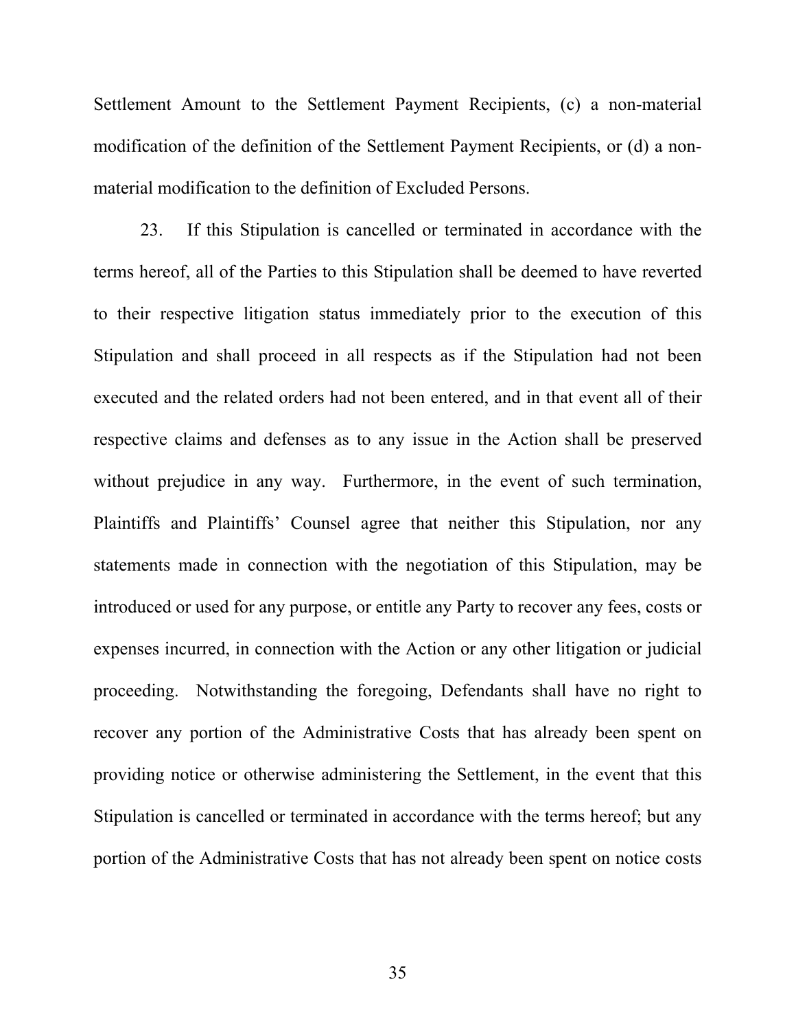Settlement Amount to the Settlement Payment Recipients, (c) a non-material modification of the definition of the Settlement Payment Recipients, or (d) a non-material modification to the definition of Excluded Persons.

23. If this Stipulation is cancelled or terminated in accordance with the terms hereof, all of the Parties to this Stipulation shall be deemed to have reverted to their respective litigation status immediately prior to the execution of this Stipulation and shall proceed in all respects as if the Stipulation had not been executed and the related orders had not been entered, and in that event all of their respective claims and defenses as to any issue in the Action shall be preserved without prejudice in any way. Furthermore, in the event of such termination, Plaintiffs and Plaintiffs' Counsel agree that neither this Stipulation, nor any statements made in connection with the negotiation of this Stipulation, may be introduced or used for any purpose, or entitle any Party to recover any fees, costs or expenses incurred, in connection with the Action or any other litigation or judicial proceeding. Notwithstanding the foregoing, Defendants shall have no right to recover any portion of the Administrative Costs that has already been spent on providing notice or otherwise administering the Settlement, in the event that this Stipulation is cancelled or terminated in accordance with the terms hereof; but any portion of the Administrative Costs that has not already been spent on notice costs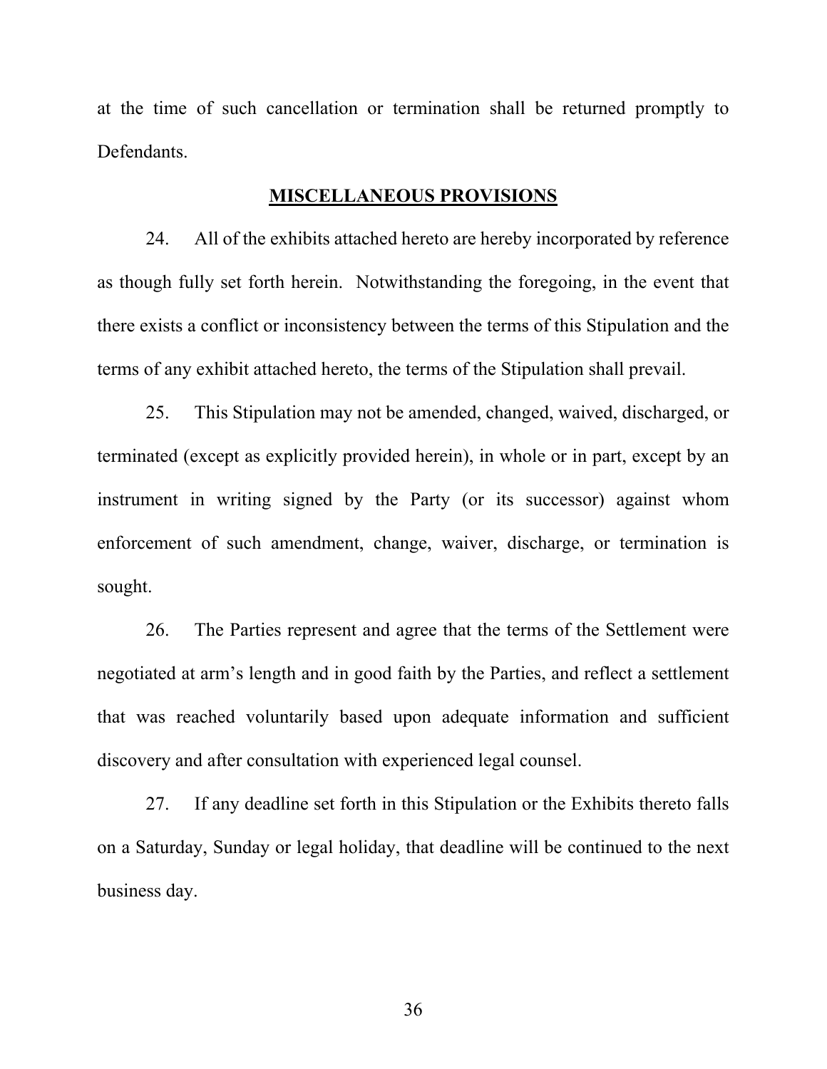at the time of such cancellation or termination shall be returned promptly to Defendants.

## MISCELLANEOUS PROVISIONS

24. All of the exhibits attached hereto are hereby incorporated by reference as though fully set forth herein. Notwithstanding the foregoing, in the event that there exists a conflict or inconsistency between the terms of this Stipulation and the terms of any exhibit attached hereto, the terms of the Stipulation shall prevail.

25. This Stipulation may not be amended, changed, waived, discharged, or terminated (except as explicitly provided herein), in whole or in part, except by an instrument in writing signed by the Party (or its successor) against whom enforcement of such amendment, change, waiver, discharge, or termination is sought.

26. The Parties represent and agree that the terms of the Settlement were negotiated at arm's length and in good faith by the Parties, and reflect a settlement that was reached voluntarily based upon adequate information and sufficient discovery and after consultation with experienced legal counsel.

27. If any deadline set forth in this Stipulation or the Exhibits thereto falls on a Saturday, Sunday or legal holiday, that deadline will be continued to the next business day.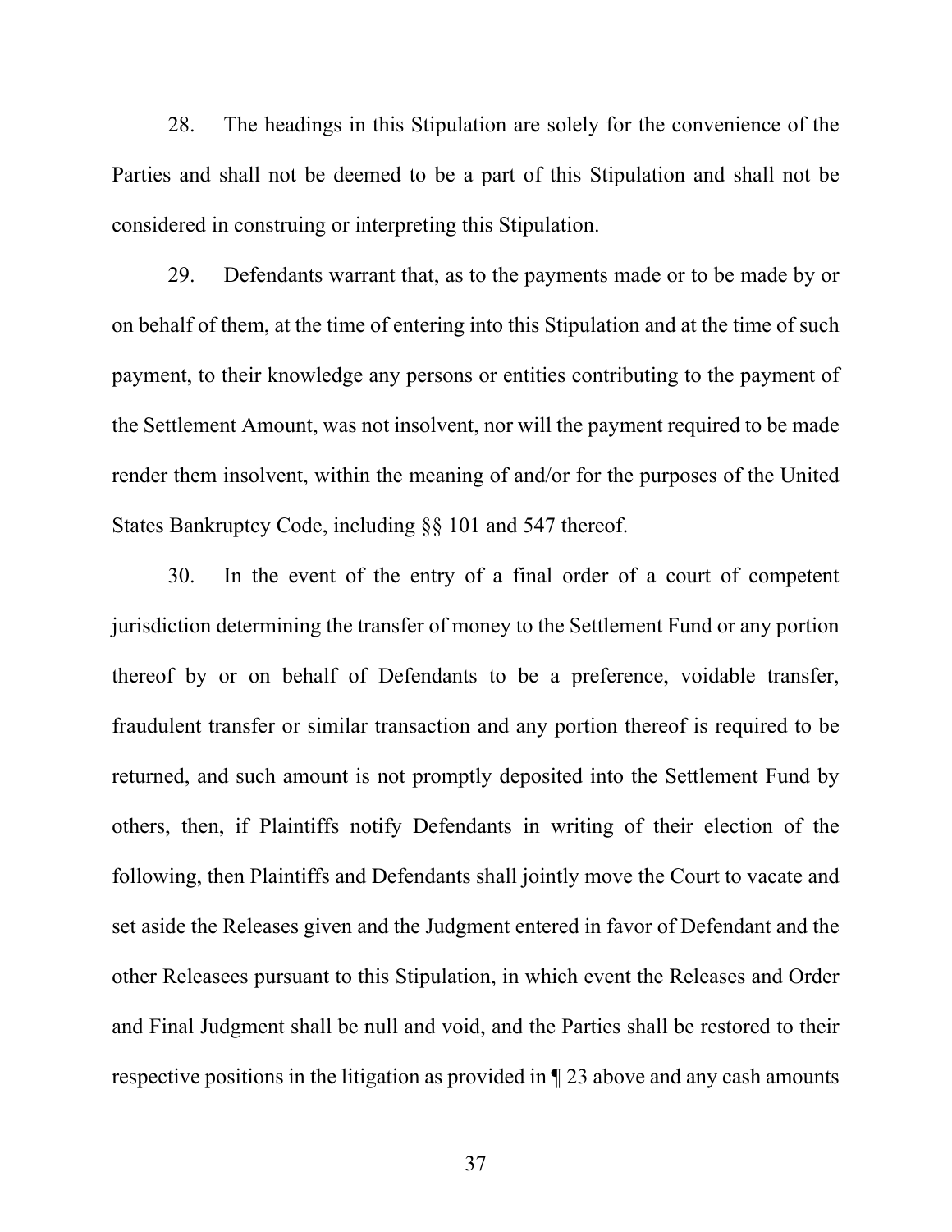28. The headings in this Stipulation are solely for the convenience of the Parties and shall not be deemed to be a part of this Stipulation and shall not be considered in construing or interpreting this Stipulation.

29. Defendants warrant that, as to the payments made or to be made by or on behalf of them, at the time of entering into this Stipulation and at the time of such payment, to their knowledge any persons or entities contributing to the payment of the Settlement Amount, was not insolvent, nor will the payment required to be made render them insolvent, within the meaning of and/or for the purposes of the United States Bankruptcy Code, including §§ 101 and 547 thereof.

30. In the event of the entry of a final order of a court of competent jurisdiction determining the transfer of money to the Settlement Fund or any portion thereof by or on behalf of Defendants to be a preference, voidable transfer, fraudulent transfer or similar transaction and any portion thereof is required to be returned, and such amount is not promptly deposited into the Settlement Fund by others, then, if Plaintiffs notify Defendants in writing of their election of the following, then Plaintiffs and Defendants shall jointly move the Court to vacate and set aside the Releases given and the Judgment entered in favor of Defendant and the other Releasees pursuant to this Stipulation, in which event the Releases and Order and Final Judgment shall be null and void, and the Parties shall be restored to their respective positions in the litigation as provided in ¶ 23 above and any cash amounts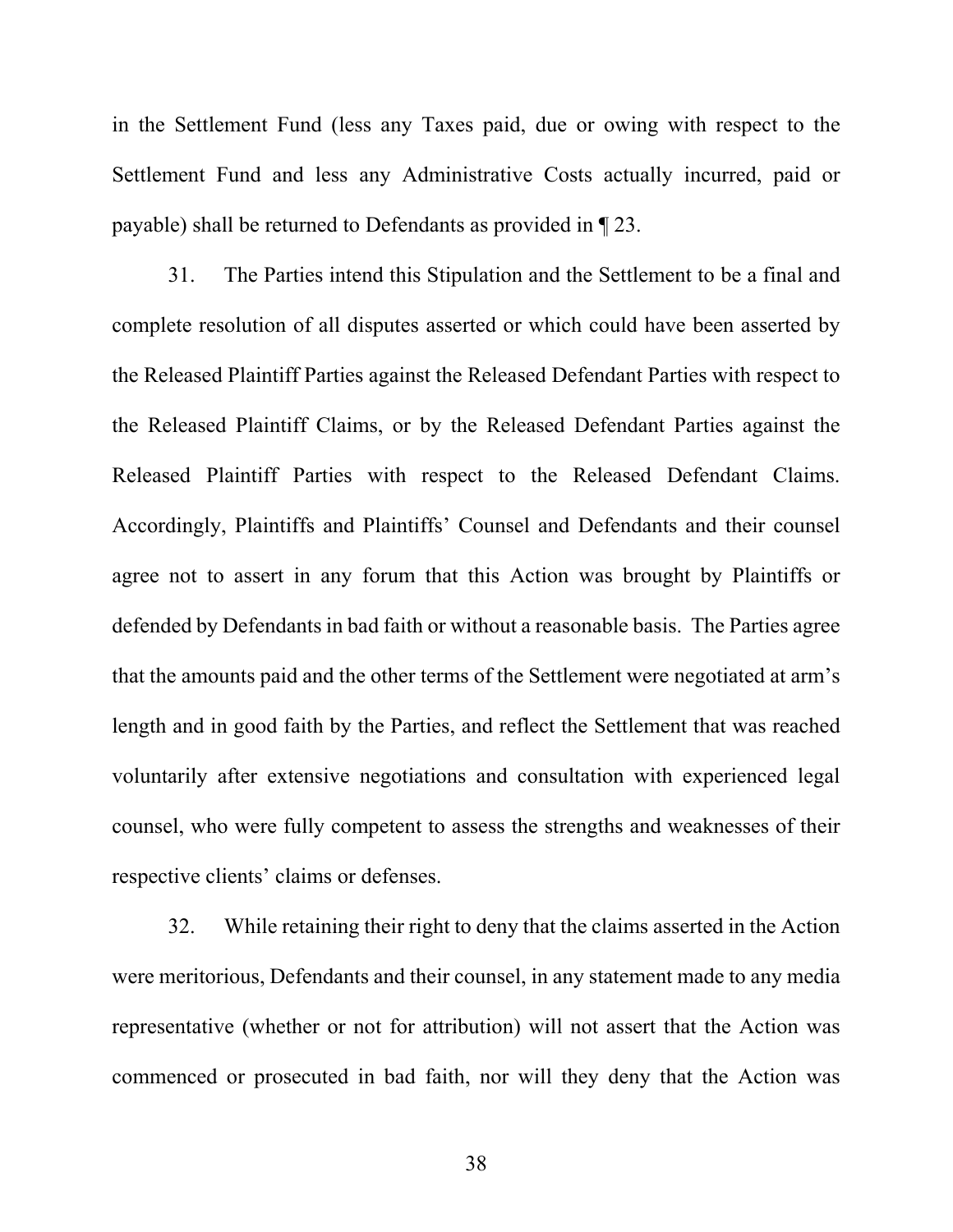in the Settlement Fund (less any Taxes paid, due or owing with respect to the Settlement Fund and less any Administrative Costs actually incurred, paid or payable) shall be returned to Defendants as provided in ¶ 23.

31. The Parties intend this Stipulation and the Settlement to be a final and complete resolution of all disputes asserted or which could have been asserted by the Released Plaintiff Parties against the Released Defendant Parties with respect to the Released Plaintiff Claims, or by the Released Defendant Parties against the Released Plaintiff Parties with respect to the Released Defendant Claims. Accordingly, Plaintiffs and Plaintiffs' Counsel and Defendants and their counsel agree not to assert in any forum that this Action was brought by Plaintiffs or defended by Defendants in bad faith or without a reasonable basis. The Parties agree that the amounts paid and the other terms of the Settlement were negotiated at arm's length and in good faith by the Parties, and reflect the Settlement that was reached voluntarily after extensive negotiations and consultation with experienced legal counsel, who were fully competent to assess the strengths and weaknesses of their respective clients' claims or defenses.

32. While retaining their right to deny that the claims asserted in the Action were meritorious, Defendants and their counsel, in any statement made to any media representative (whether or not for attribution) will not assert that the Action was commenced or prosecuted in bad faith, nor will they deny that the Action was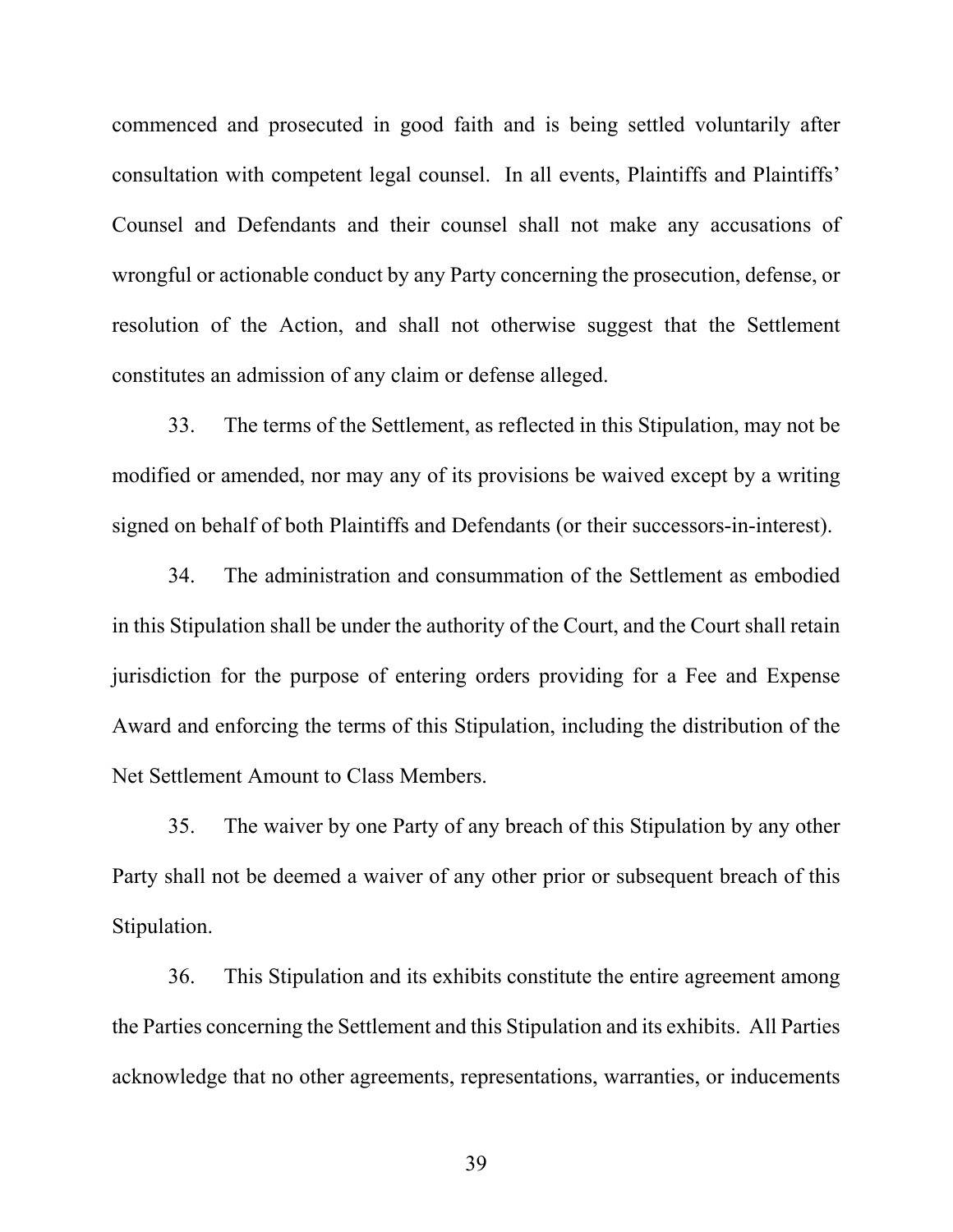commenced and prosecuted in good faith and is being settled voluntarily after consultation with competent legal counsel. In all events, Plaintiffs and Plaintiffs' Counsel and Defendants and their counsel shall not make any accusations of wrongful or actionable conduct by any Party concerning the prosecution, defense, or resolution of the Action, and shall not otherwise suggest that the Settlement constitutes an admission of any claim or defense alleged.

33. The terms of the Settlement, as reflected in this Stipulation, may not be modified or amended, nor may any of its provisions be waived except by a writing signed on behalf of both Plaintiffs and Defendants (or their successors-in-interest).

34. The administration and consummation of the Settlement as embodied in this Stipulation shall be under the authority of the Court, and the Court shall retain jurisdiction for the purpose of entering orders providing for a Fee and Expense Award and enforcing the terms of this Stipulation, including the distribution of the Net Settlement Amount to Class Members.

35. The waiver by one Party of any breach of this Stipulation by any other Party shall not be deemed a waiver of any other prior or subsequent breach of this Stipulation.

36. This Stipulation and its exhibits constitute the entire agreement among the Parties concerning the Settlement and this Stipulation and its exhibits. All Parties acknowledge that no other agreements, representations, warranties, or inducements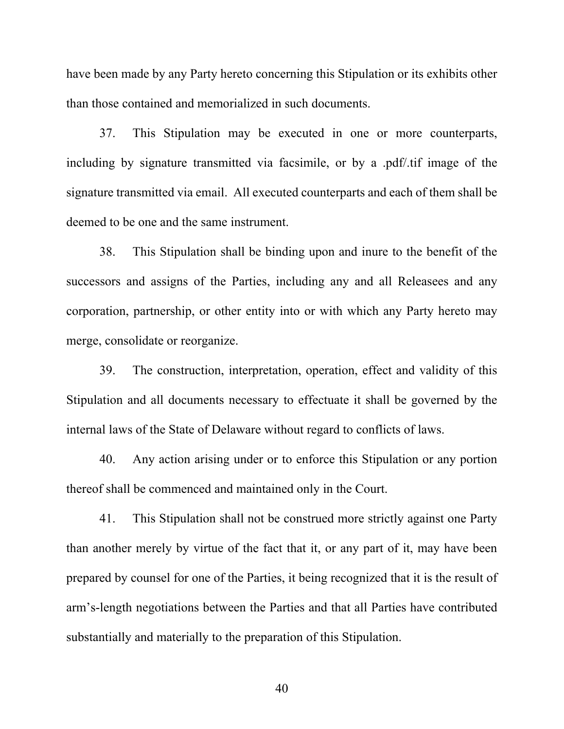have been made by any Party hereto concerning this Stipulation or its exhibits other than those contained and memorialized in such documents.

37. This Stipulation may be executed in one or more counterparts, including by signature transmitted via facsimile, or by a .pdf/.tif image of the signature transmitted via email. All executed counterparts and each of them shall be deemed to be one and the same instrument.

38. This Stipulation shall be binding upon and inure to the benefit of the successors and assigns of the Parties, including any and all Releasees and any corporation, partnership, or other entity into or with which any Party hereto may merge, consolidate or reorganize.

39. The construction, interpretation, operation, effect and validity of this Stipulation and all documents necessary to effectuate it shall be governed by the internal laws of the State of Delaware without regard to conflicts of laws.

40. Any action arising under or to enforce this Stipulation or any portion thereof shall be commenced and maintained only in the Court.

41. This Stipulation shall not be construed more strictly against one Party than another merely by virtue of the fact that it, or any part of it, may have been prepared by counsel for one of the Parties, it being recognized that it is the result of arm's-length negotiations between the Parties and that all Parties have contributed substantially and materially to the preparation of this Stipulation.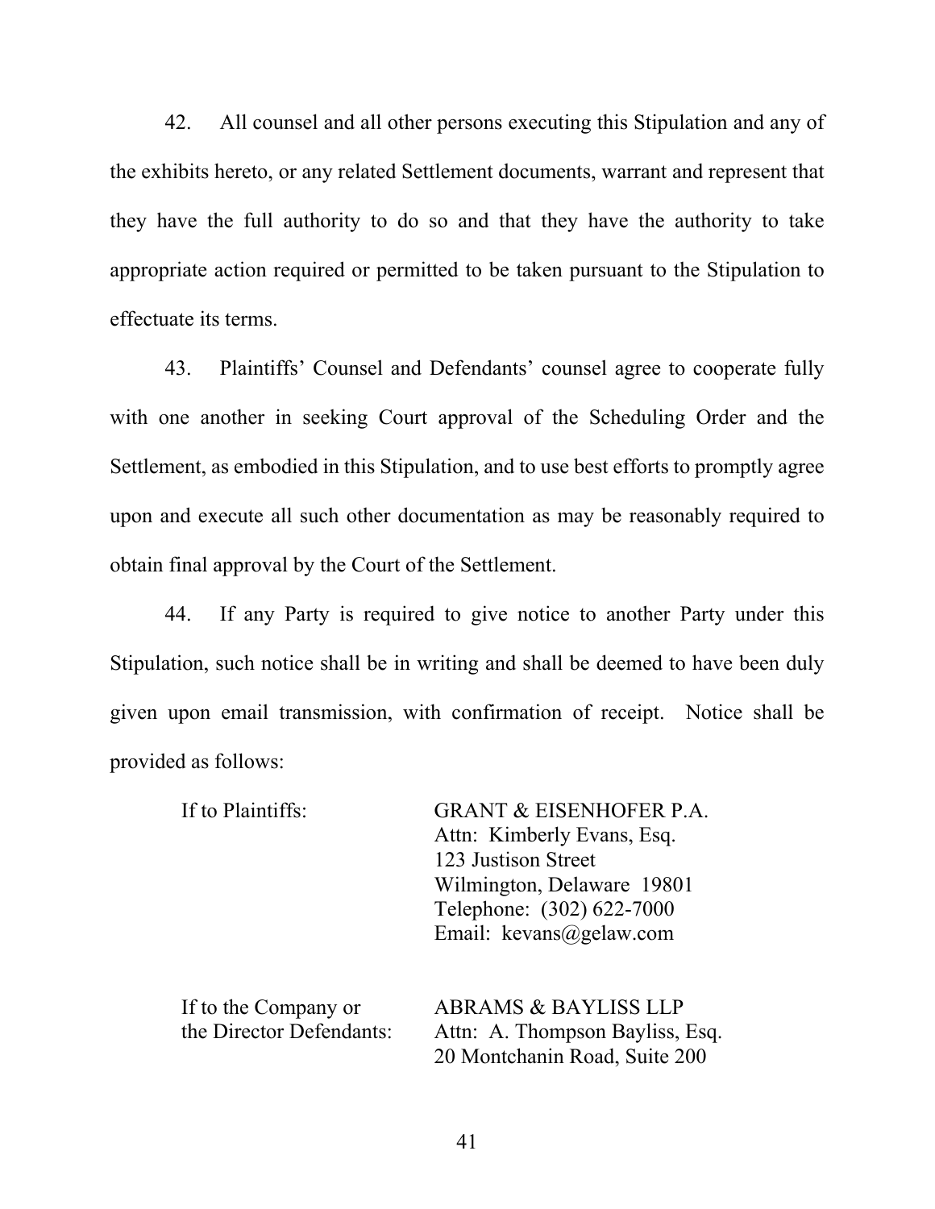42. All counsel and all other persons executing this Stipulation and any of the exhibits hereto, or any related Settlement documents, warrant and represent that they have the full authority to do so and that they have the authority to take appropriate action required or permitted to be taken pursuant to the Stipulation to effectuate its terms.

43. Plaintiffs' Counsel and Defendants' counsel agree to cooperate fully with one another in seeking Court approval of the Scheduling Order and the Settlement, as embodied in this Stipulation, and to use best efforts to promptly agree upon and execute all such other documentation as may be reasonably required to obtain final approval by the Court of the Settlement.

44. If any Party is required to give notice to another Party under this Stipulation, such notice shall be in writing and shall be deemed to have been duly given upon email transmission, with confirmation of receipt. Notice shall be provided as follows:

If to Plaintiffs:

GRANT & EISENHOFER P.A.
Attn: Kimberly Evans, Esq.
123 Justison Street
Wilmington, Delaware 19801
Telephone: (302) 622-7000
Email: kevans@gelaw.com

If to the Company or the Director Defendants:

ABRAMS & BAYLISS LLP
Attn: A. Thompson Bayliss, Esq.
20 Montchanin Road, Suite 200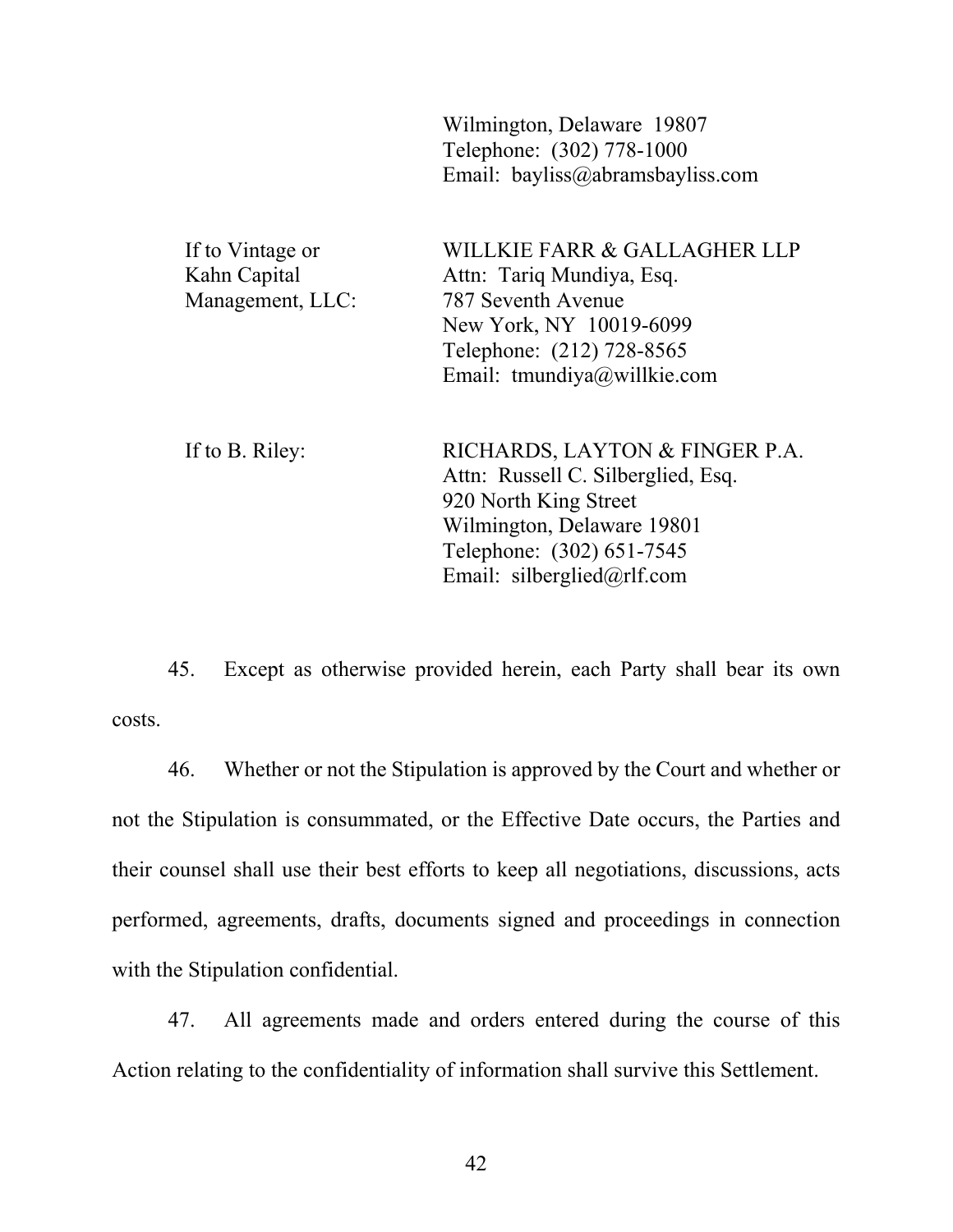Wilmington, Delaware 19807
Telephone: (302) 778-1000
Email: bayliss@abramsbayliss.com

| | |
|---|---|
| If to Vintage or Kahn Capital Management, LLC: | WILLKIE FARR & GALLAGHER LLP<br>Attn: Tariq Mundiya, Esq.<br>787 Seventh Avenue<br>New York, NY 10019-6099<br>Telephone: (212) 728-8565<br>Email: tmundiya@willkie.com |
| If to B. Riley: | RICHARDS, LAYTON & FINGER P.A.<br>Attn: Russell C. Silberglied, Esq.<br>920 North King Street<br>Wilmington, Delaware 19801<br>Telephone: (302) 651-7545<br>Email: silberglied@rlf.com |

45. Except as otherwise provided herein, each Party shall bear its own costs.

46. Whether or not the Stipulation is approved by the Court and whether or not the Stipulation is consummated, or the Effective Date occurs, the Parties and their counsel shall use their best efforts to keep all negotiations, discussions, acts performed, agreements, drafts, documents signed and proceedings in connection with the Stipulation confidential.

47. All agreements made and orders entered during the course of this Action relating to the confidentiality of information shall survive this Settlement.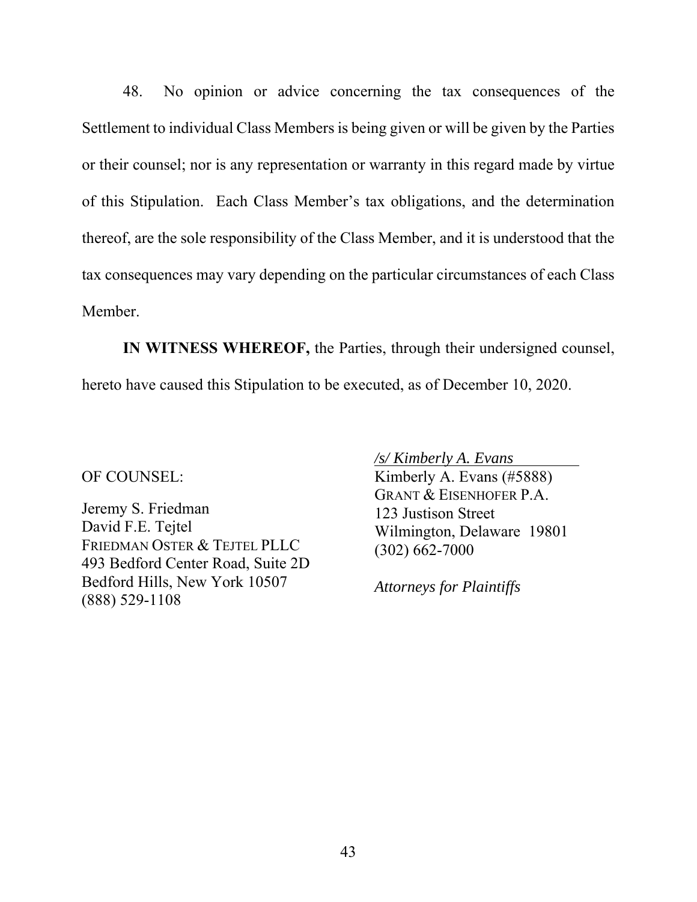48. No opinion or advice concerning the tax consequences of the Settlement to individual Class Members is being given or will be given by the Parties or their counsel; nor is any representation or warranty in this regard made by virtue of this Stipulation. Each Class Member's tax obligations, and the determination thereof, are the sole responsibility of the Class Member, and it is understood that the tax consequences may vary depending on the particular circumstances of each Class Member.

**IN WITNESS WHEREOF,** the Parties, through their undersigned counsel, hereto have caused this Stipulation to be executed, as of December 10, 2020.

OF COUNSEL:

Jeremy S. Friedman
David F.E. Tejtel
FRIEDMAN OSTER & TEJTEL PLLC
493 Bedford Center Road, Suite 2D
Bedford Hills, New York 10507
(888) 529-1108

*/s/ Kimberly A. Evans*
Kimberly A. Evans (#5888)
GRANT & EISENHOFER P.A.
123 Justison Street
Wilmington, Delaware 19801
(302) 662-7000

*Attorneys for Plaintiffs*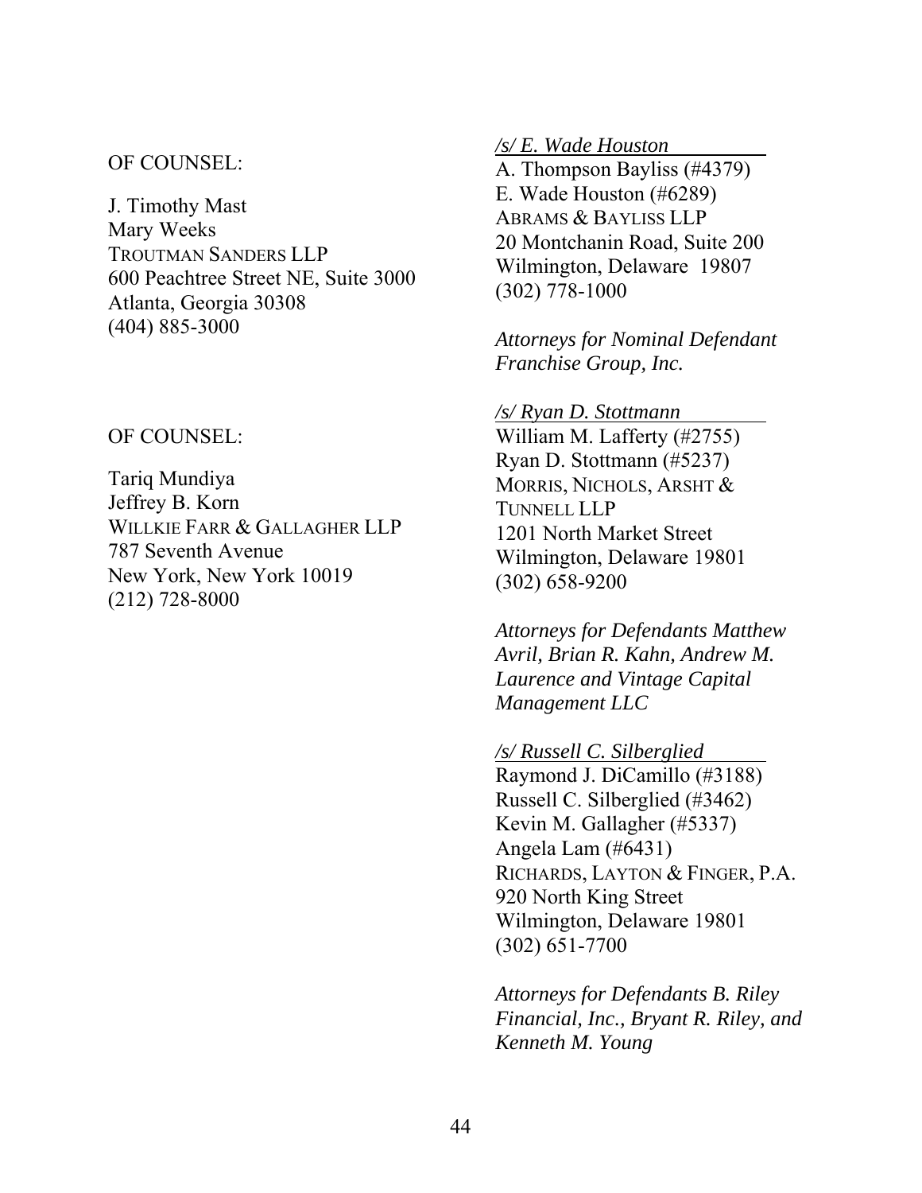OF COUNSEL:

J. Timothy Mast
Mary Weeks
TROUTMAN SANDERS LLP
600 Peachtree Street NE, Suite 3000
Atlanta, Georgia 30308
(404) 885-3000

*/s/ E. Wade Houston*
A. Thompson Bayliss (#4379)
E. Wade Houston (#6289)
ABRAMS & BAYLISS LLP
20 Montchanin Road, Suite 200
Wilmington, Delaware 19807
(302) 778-1000

*Attorneys for Nominal Defendant Franchise Group, Inc.*

OF COUNSEL:

Tariq Mundiya
Jeffrey B. Korn
WILLKIE FARR & GALLAGHER LLP
787 Seventh Avenue
New York, New York 10019
(212) 728-8000

*/s/ Ryan D. Stottmann*
William M. Lafferty (#2755)
Ryan D. Stottmann (#5237)
MORRIS, NICHOLS, ARSHT & TUNNELL LLP
1201 North Market Street
Wilmington, Delaware 19801
(302) 658-9200

*Attorneys for Defendants Matthew Avril, Brian R. Kahn, Andrew M. Laurence and Vintage Capital Management LLC*

*/s/ Russell C. Silberglied*
Raymond J. DiCamillo (#3188)
Russell C. Silberglied (#3462)
Kevin M. Gallagher (#5337)
Angela Lam (#6431)
RICHARDS, LAYTON & FINGER, P.A.
920 North King Street
Wilmington, Delaware 19801
(302) 651-7700

*Attorneys for Defendants B. Riley Financial, Inc., Bryant R. Riley, and Kenneth M. Young*